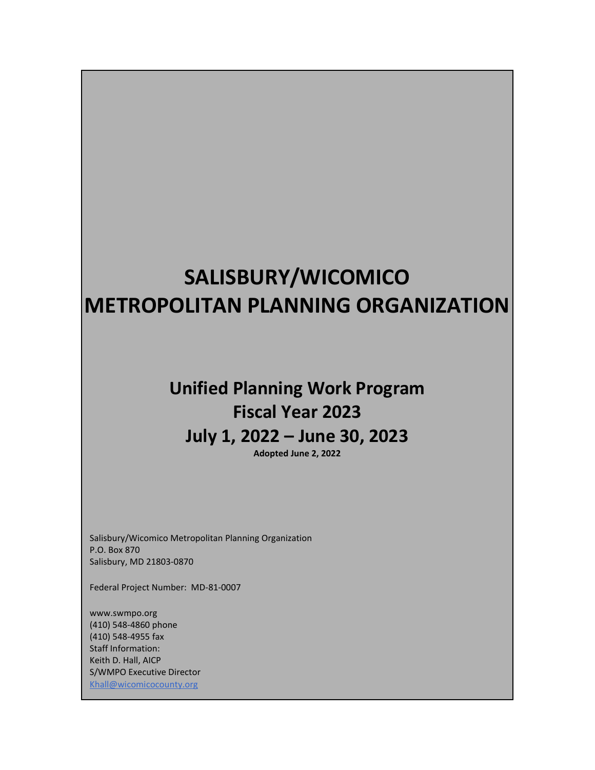# SALISBURY/WICOMICO METROPOLITAN PLANNING ORGANIZATION

## Unified Planning Work Program
## Fiscal Year 2023
## July 1, 2022 – June 30, 2023

**Adopted June 2, 2022**

Salisbury/Wicomico Metropolitan Planning Organization
P.O. Box 870
Salisbury, MD 21803-0870

Federal Project Number: MD-81-0007

www.swmpo.org
(410) 548-4860 phone
(410) 548-4955 fax
Staff Information:
Keith D. Hall, AICP
S/WMPO Executive Director
Khall@wicomicocounty.org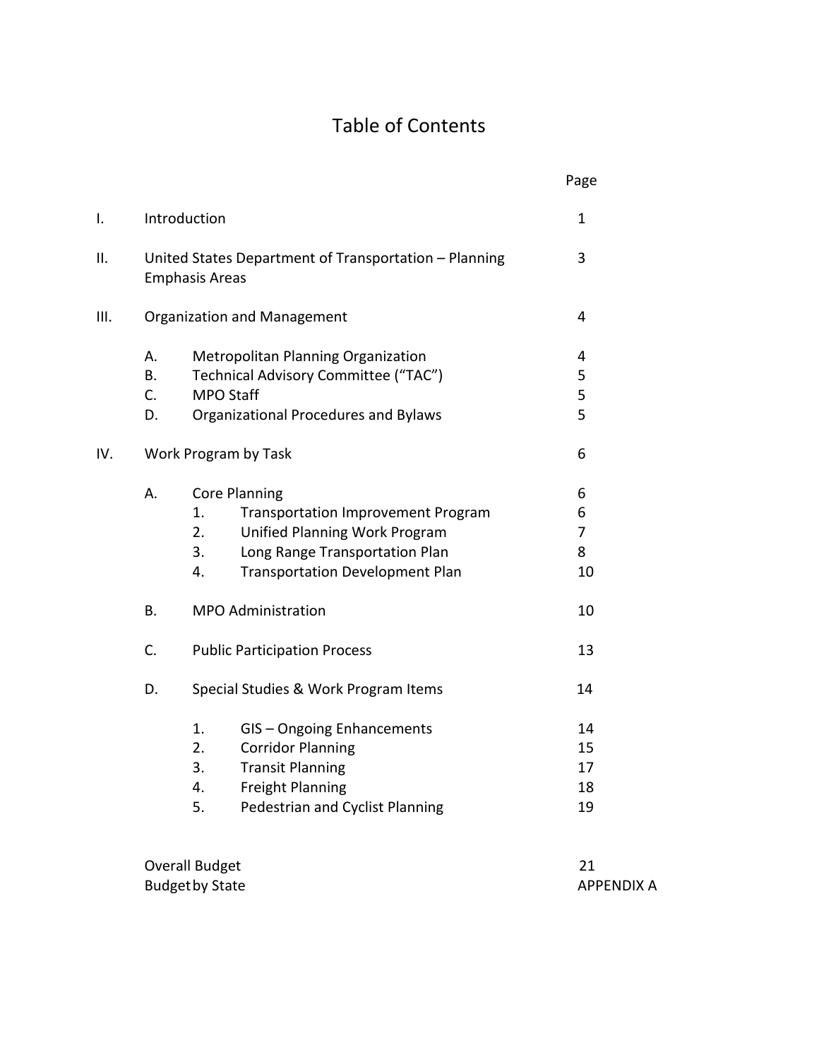# Table of Contents

| | | | | Page |
|---|---|---|---|---|
| I. | Introduction | | | 1 |
| II. | United States Department of Transportation – Planning Emphasis Areas | | | 3 |
| III. | Organization and Management | | | 4 |
| | A. | Metropolitan Planning Organization | | 4 |
| | B. | Technical Advisory Committee (“TAC”) | | 5 |
| | C. | MPO Staff | | 5 |
| | D. | Organizational Procedures and Bylaws | | 5 |
| IV. | Work Program by Task | | | 6 |
| | A. | Core Planning | | 6 |
| | | 1. | Transportation Improvement Program | 6 |
| | | 2. | Unified Planning Work Program | 7 |
| | | 3. | Long Range Transportation Plan | 8 |
| | | 4. | Transportation Development Plan | 10 |
| | B. | MPO Administration | | 10 |
| | C. | Public Participation Process | | 13 |
| | D. | Special Studies & Work Program Items | | 14 |
| | | 1. | GIS – Ongoing Enhancements | 14 |
| | | 2. | Corridor Planning | 15 |
| | | 3. | Transit Planning | 17 |
| | | 4. | Freight Planning | 18 |
| | | 5. | Pedestrian and Cyclist Planning | 19 |
| | Overall Budget | | | 21 |
| | Budget by State | | | APPENDIX A |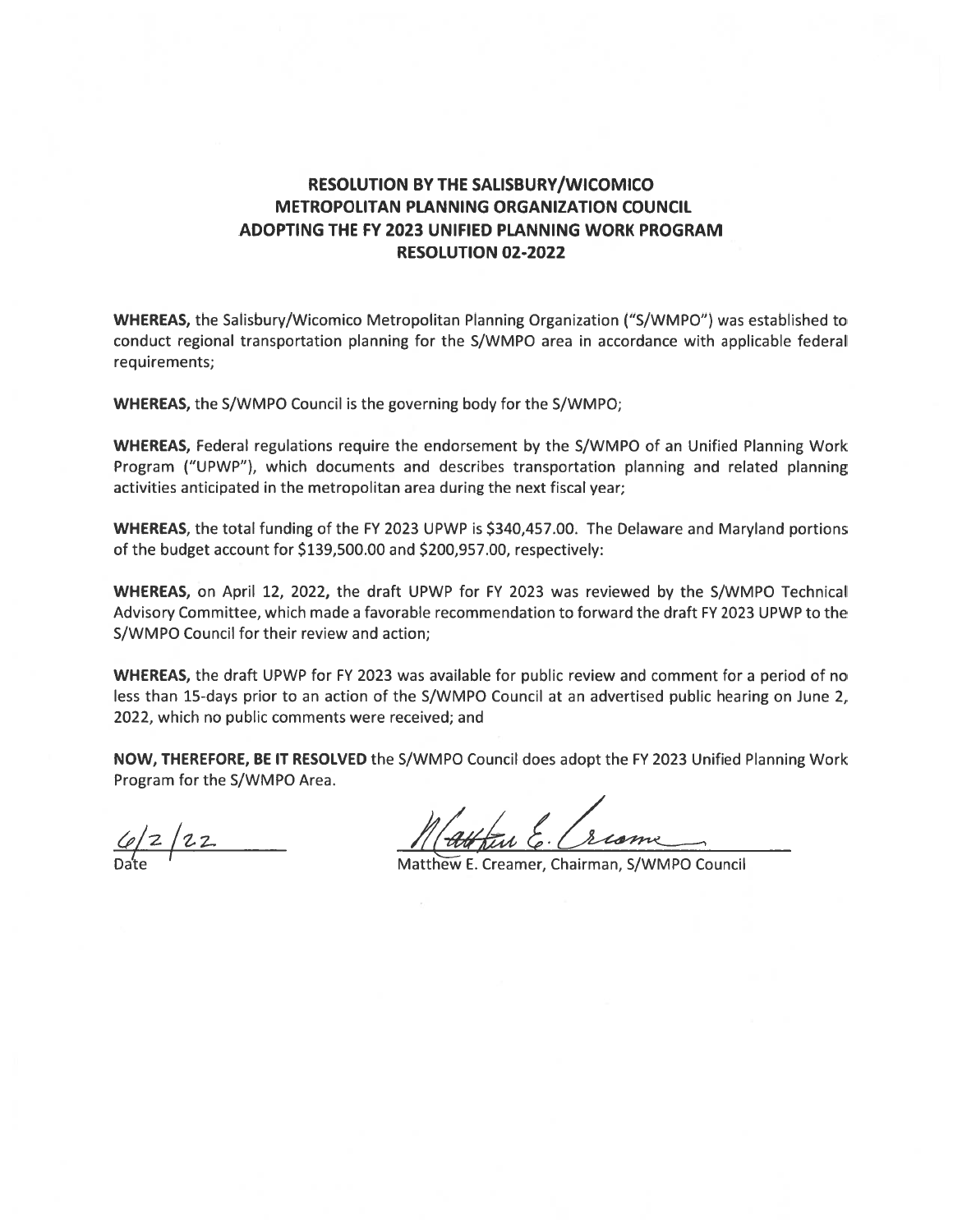# RESOLUTION BY THE SALISBURY/WICOMICO METROPOLITAN PLANNING ORGANIZATION COUNCIL ADOPTING THE FY 2023 UNIFIED PLANNING WORK PROGRAM RESOLUTION 02-2022

**WHEREAS,** the Salisbury/Wicomico Metropolitan Planning Organization ("S/WMPO") was established to conduct regional transportation planning for the S/WMPO area in accordance with applicable federal requirements;

**WHEREAS,** the S/WMPO Council is the governing body for the S/WMPO;

**WHEREAS,** Federal regulations require the endorsement by the S/WMPO of an Unified Planning Work Program ("UPWP"), which documents and describes transportation planning and related planning activities anticipated in the metropolitan area during the next fiscal year;

**WHEREAS,** the total funding of the FY 2023 UPWP is $340,457.00. The Delaware and Maryland portions of the budget account for $139,500.00 and $200,957.00, respectively:

**WHEREAS,** on April 12, 2022, the draft UPWP for FY 2023 was reviewed by the S/WMPO Technical Advisory Committee, which made a favorable recommendation to forward the draft FY 2023 UPWP to the S/WMPO Council for their review and action;

**WHEREAS,** the draft UPWP for FY 2023 was available for public review and comment for a period of no less than 15-days prior to an action of the S/WMPO Council at an advertised public hearing on June 2, 2022, which no public comments were received; and

**NOW, THEREFORE, BE IT RESOLVED** the S/WMPO Council does adopt the FY 2023 Unified Planning Work Program for the S/WMPO Area.

6/2/22
Date

Matthew E. Creamer, Chairman, S/WMPO Council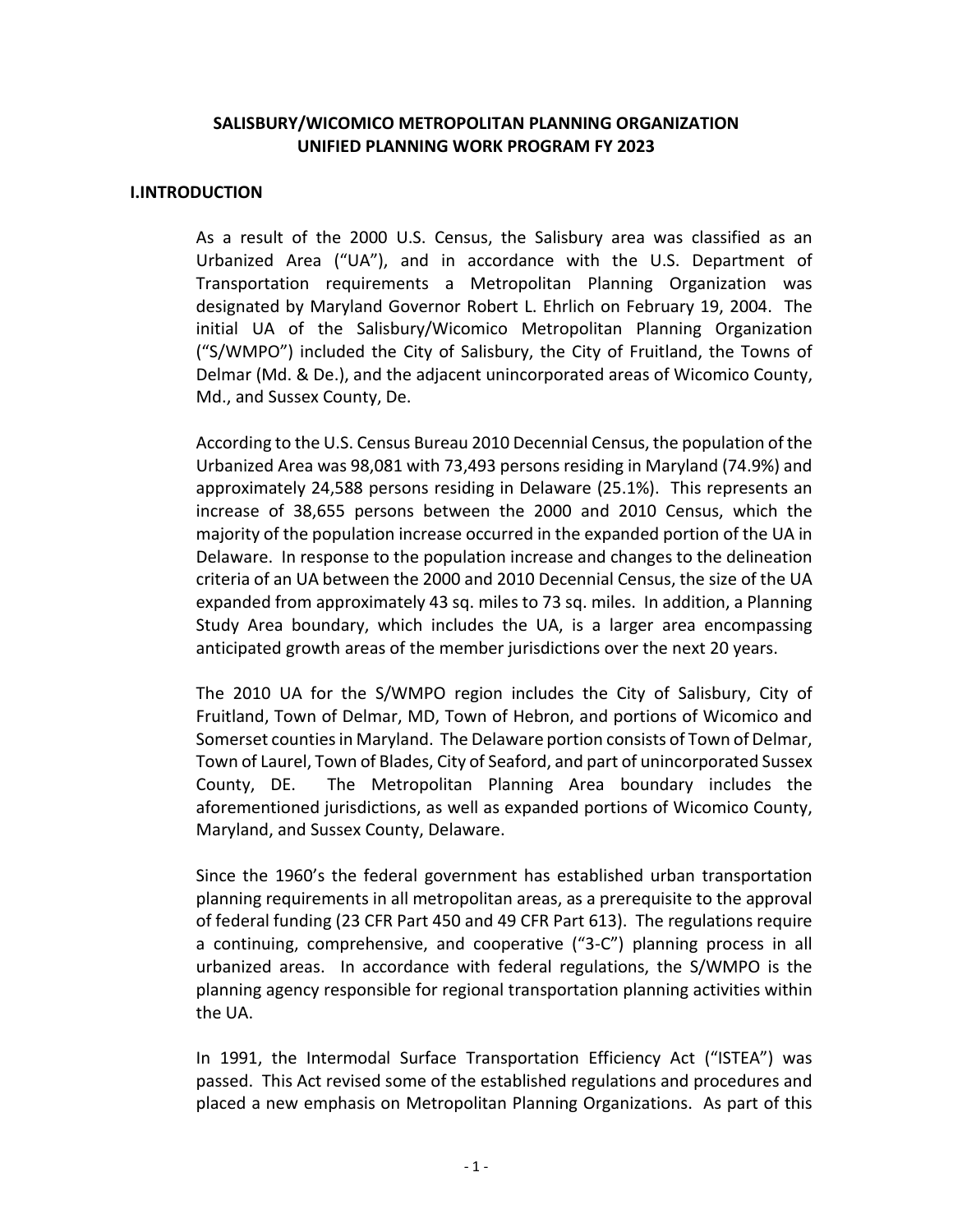## SALISBURY/WICOMICO METROPOLITAN PLANNING ORGANIZATION
## UNIFIED PLANNING WORK PROGRAM FY 2023

### I.INTRODUCTION

As a result of the 2000 U.S. Census, the Salisbury area was classified as an Urbanized Area ("UA"), and in accordance with the U.S. Department of Transportation requirements a Metropolitan Planning Organization was designated by Maryland Governor Robert L. Ehrlich on February 19, 2004. The initial UA of the Salisbury/Wicomico Metropolitan Planning Organization ("S/WMPO") included the City of Salisbury, the City of Fruitland, the Towns of Delmar (Md. & De.), and the adjacent unincorporated areas of Wicomico County, Md., and Sussex County, De.

According to the U.S. Census Bureau 2010 Decennial Census, the population of the Urbanized Area was 98,081 with 73,493 persons residing in Maryland (74.9%) and approximately 24,588 persons residing in Delaware (25.1%). This represents an increase of 38,655 persons between the 2000 and 2010 Census, which the majority of the population increase occurred in the expanded portion of the UA in Delaware. In response to the population increase and changes to the delineation criteria of an UA between the 2000 and 2010 Decennial Census, the size of the UA expanded from approximately 43 sq. miles to 73 sq. miles. In addition, a Planning Study Area boundary, which includes the UA, is a larger area encompassing anticipated growth areas of the member jurisdictions over the next 20 years.

The 2010 UA for the S/WMPO region includes the City of Salisbury, City of Fruitland, Town of Delmar, MD, Town of Hebron, and portions of Wicomico and Somerset counties in Maryland. The Delaware portion consists of Town of Delmar, Town of Laurel, Town of Blades, City of Seaford, and part of unincorporated Sussex County, DE. The Metropolitan Planning Area boundary includes the aforementioned jurisdictions, as well as expanded portions of Wicomico County, Maryland, and Sussex County, Delaware.

Since the 1960's the federal government has established urban transportation planning requirements in all metropolitan areas, as a prerequisite to the approval of federal funding (23 CFR Part 450 and 49 CFR Part 613). The regulations require a continuing, comprehensive, and cooperative ("3-C") planning process in all urbanized areas. In accordance with federal regulations, the S/WMPO is the planning agency responsible for regional transportation planning activities within the UA.

In 1991, the Intermodal Surface Transportation Efficiency Act ("ISTEA") was passed. This Act revised some of the established regulations and procedures and placed a new emphasis on Metropolitan Planning Organizations. As part of this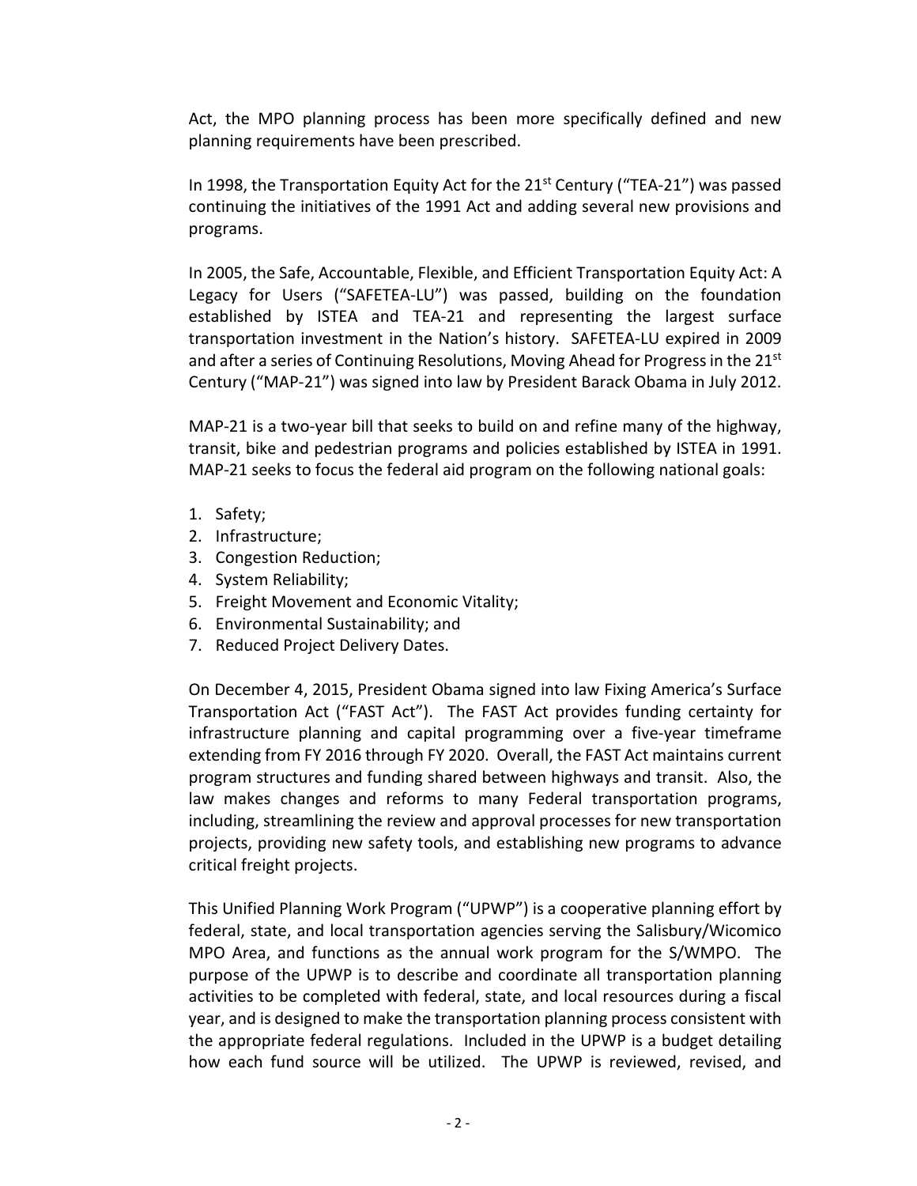Act, the MPO planning process has been more specifically defined and new planning requirements have been prescribed.

In 1998, the Transportation Equity Act for the 21st Century ("TEA-21") was passed continuing the initiatives of the 1991 Act and adding several new provisions and programs.

In 2005, the Safe, Accountable, Flexible, and Efficient Transportation Equity Act: A Legacy for Users ("SAFETEA-LU") was passed, building on the foundation established by ISTEA and TEA-21 and representing the largest surface transportation investment in the Nation's history. SAFETEA-LU expired in 2009 and after a series of Continuing Resolutions, Moving Ahead for Progress in the 21st Century ("MAP-21") was signed into law by President Barack Obama in July 2012.

MAP-21 is a two-year bill that seeks to build on and refine many of the highway, transit, bike and pedestrian programs and policies established by ISTEA in 1991. MAP-21 seeks to focus the federal aid program on the following national goals:

1. Safety;
2. Infrastructure;
3. Congestion Reduction;
4. System Reliability;
5. Freight Movement and Economic Vitality;
6. Environmental Sustainability; and
7. Reduced Project Delivery Dates.

On December 4, 2015, President Obama signed into law Fixing America's Surface Transportation Act ("FAST Act"). The FAST Act provides funding certainty for infrastructure planning and capital programming over a five-year timeframe extending from FY 2016 through FY 2020. Overall, the FAST Act maintains current program structures and funding shared between highways and transit. Also, the law makes changes and reforms to many Federal transportation programs, including, streamlining the review and approval processes for new transportation projects, providing new safety tools, and establishing new programs to advance critical freight projects.

This Unified Planning Work Program ("UPWP") is a cooperative planning effort by federal, state, and local transportation agencies serving the Salisbury/Wicomico MPO Area, and functions as the annual work program for the S/WMPO. The purpose of the UPWP is to describe and coordinate all transportation planning activities to be completed with federal, state, and local resources during a fiscal year, and is designed to make the transportation planning process consistent with the appropriate federal regulations. Included in the UPWP is a budget detailing how each fund source will be utilized. The UPWP is reviewed, revised, and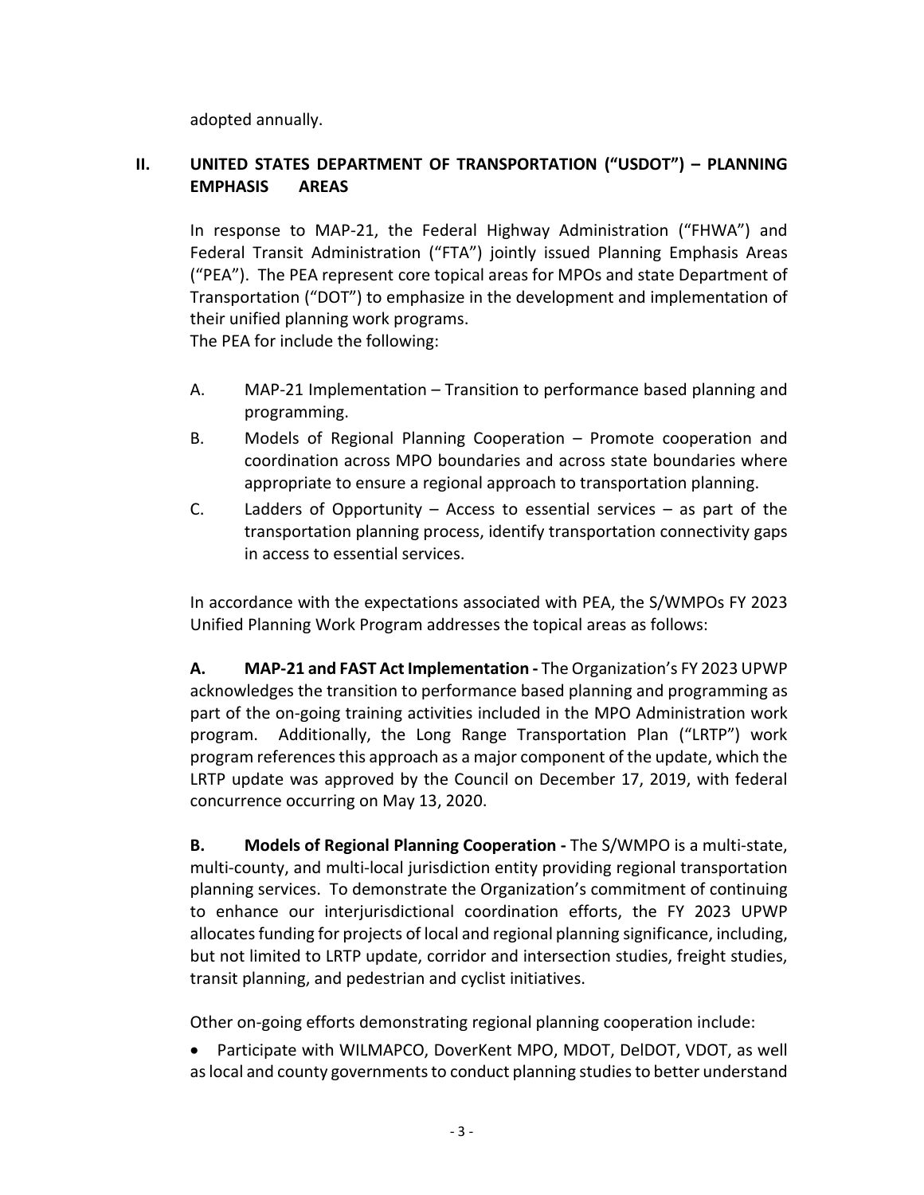adopted annually.

## II. UNITED STATES DEPARTMENT OF TRANSPORTATION ("USDOT") – PLANNING EMPHASIS AREAS

In response to MAP-21, the Federal Highway Administration ("FHWA") and Federal Transit Administration ("FTA") jointly issued Planning Emphasis Areas ("PEA"). The PEA represent core topical areas for MPOs and state Department of Transportation ("DOT") to emphasize in the development and implementation of their unified planning work programs.
The PEA for include the following:

A. MAP-21 Implementation – Transition to performance based planning and programming.

B. Models of Regional Planning Cooperation – Promote cooperation and coordination across MPO boundaries and across state boundaries where appropriate to ensure a regional approach to transportation planning.

C. Ladders of Opportunity – Access to essential services – as part of the transportation planning process, identify transportation connectivity gaps in access to essential services.

In accordance with the expectations associated with PEA, the S/WMPOs FY 2023 Unified Planning Work Program addresses the topical areas as follows:

**A. MAP-21 and FAST Act Implementation -** The Organization's FY 2023 UPWP acknowledges the transition to performance based planning and programming as part of the on-going training activities included in the MPO Administration work program. Additionally, the Long Range Transportation Plan ("LRTP") work program references this approach as a major component of the update, which the LRTP update was approved by the Council on December 17, 2019, with federal concurrence occurring on May 13, 2020.

**B. Models of Regional Planning Cooperation -** The S/WMPO is a multi-state, multi-county, and multi-local jurisdiction entity providing regional transportation planning services. To demonstrate the Organization's commitment of continuing to enhance our interjurisdictional coordination efforts, the FY 2023 UPWP allocates funding for projects of local and regional planning significance, including, but not limited to LRTP update, corridor and intersection studies, freight studies, transit planning, and pedestrian and cyclist initiatives.

Other on-going efforts demonstrating regional planning cooperation include:

- Participate with WILMAPCO, DoverKent MPO, MDOT, DelDOT, VDOT, as well as local and county governments to conduct planning studies to better understand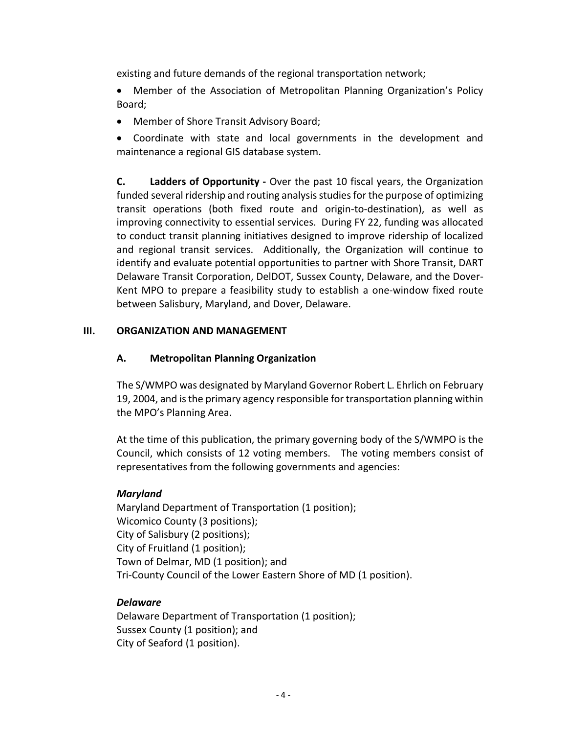existing and future demands of the regional transportation network;

- Member of the Association of Metropolitan Planning Organization's Policy Board;
- Member of Shore Transit Advisory Board;
- Coordinate with state and local governments in the development and maintenance a regional GIS database system.

**C. Ladders of Opportunity -** Over the past 10 fiscal years, the Organization funded several ridership and routing analysis studies for the purpose of optimizing transit operations (both fixed route and origin-to-destination), as well as improving connectivity to essential services. During FY 22, funding was allocated to conduct transit planning initiatives designed to improve ridership of localized and regional transit services. Additionally, the Organization will continue to identify and evaluate potential opportunities to partner with Shore Transit, DART Delaware Transit Corporation, DelDOT, Sussex County, Delaware, and the Dover-Kent MPO to prepare a feasibility study to establish a one-window fixed route between Salisbury, Maryland, and Dover, Delaware.

## III. ORGANIZATION AND MANAGEMENT

### A. Metropolitan Planning Organization

The S/WMPO was designated by Maryland Governor Robert L. Ehrlich on February 19, 2004, and is the primary agency responsible for transportation planning within the MPO's Planning Area.

At the time of this publication, the primary governing body of the S/WMPO is the Council, which consists of 12 voting members. The voting members consist of representatives from the following governments and agencies:

***Maryland***
Maryland Department of Transportation (1 position);
Wicomico County (3 positions);
City of Salisbury (2 positions);
City of Fruitland (1 position);
Town of Delmar, MD (1 position); and
Tri-County Council of the Lower Eastern Shore of MD (1 position).

***Delaware***
Delaware Department of Transportation (1 position);
Sussex County (1 position); and
City of Seaford (1 position).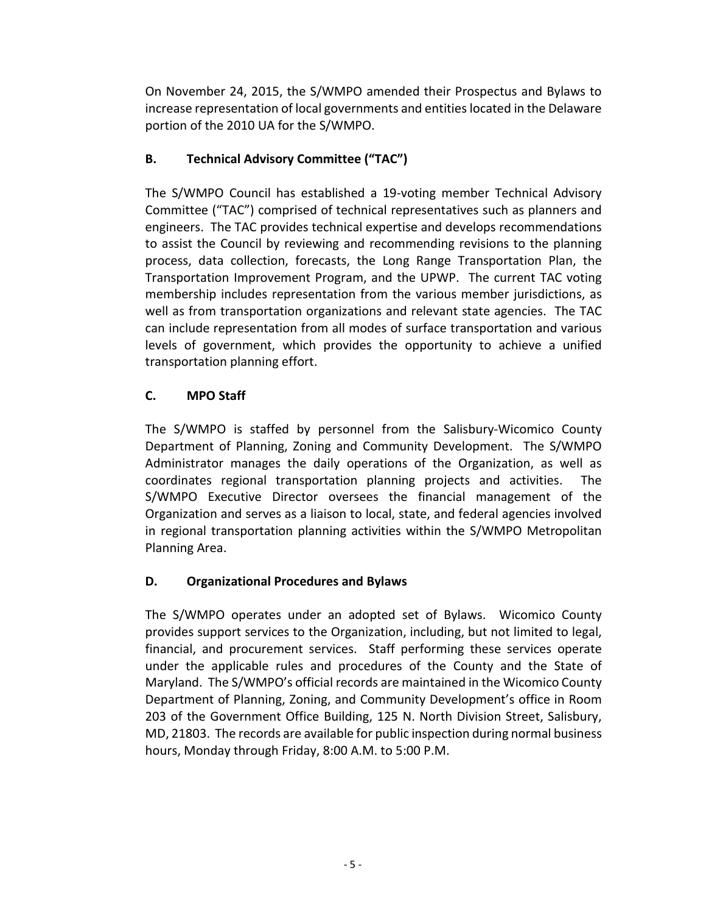On November 24, 2015, the S/WMPO amended their Prospectus and Bylaws to increase representation of local governments and entities located in the Delaware portion of the 2010 UA for the S/WMPO.

### B. Technical Advisory Committee ("TAC")

The S/WMPO Council has established a 19-voting member Technical Advisory Committee ("TAC") comprised of technical representatives such as planners and engineers. The TAC provides technical expertise and develops recommendations to assist the Council by reviewing and recommending revisions to the planning process, data collection, forecasts, the Long Range Transportation Plan, the Transportation Improvement Program, and the UPWP. The current TAC voting membership includes representation from the various member jurisdictions, as well as from transportation organizations and relevant state agencies. The TAC can include representation from all modes of surface transportation and various levels of government, which provides the opportunity to achieve a unified transportation planning effort.

### C. MPO Staff

The S/WMPO is staffed by personnel from the Salisbury-Wicomico County Department of Planning, Zoning and Community Development. The S/WMPO Administrator manages the daily operations of the Organization, as well as coordinates regional transportation planning projects and activities. The S/WMPO Executive Director oversees the financial management of the Organization and serves as a liaison to local, state, and federal agencies involved in regional transportation planning activities within the S/WMPO Metropolitan Planning Area.

### D. Organizational Procedures and Bylaws

The S/WMPO operates under an adopted set of Bylaws. Wicomico County provides support services to the Organization, including, but not limited to legal, financial, and procurement services. Staff performing these services operate under the applicable rules and procedures of the County and the State of Maryland. The S/WMPO's official records are maintained in the Wicomico County Department of Planning, Zoning, and Community Development's office in Room 203 of the Government Office Building, 125 N. North Division Street, Salisbury, MD, 21803. The records are available for public inspection during normal business hours, Monday through Friday, 8:00 A.M. to 5:00 P.M.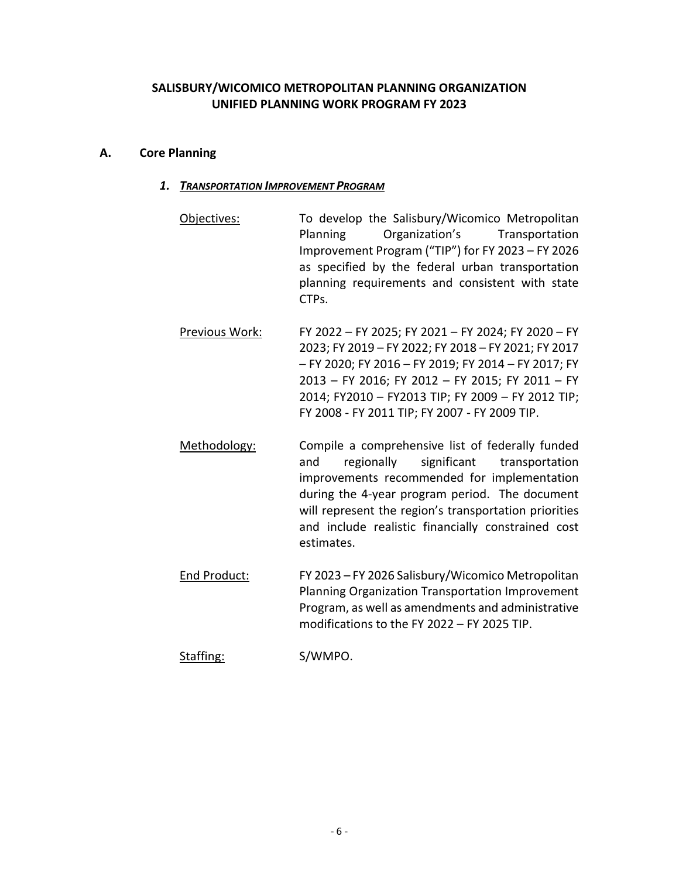# SALISBURY/WICOMICO METROPOLITAN PLANNING ORGANIZATION
# UNIFIED PLANNING WORK PROGRAM FY 2023

## A. Core Planning

### 1. *TRANSPORTATION IMPROVEMENT PROGRAM*

Objectives: To develop the Salisbury/Wicomico Metropolitan Planning Organization's Transportation Improvement Program ("TIP") for FY 2023 – FY 2026 as specified by the federal urban transportation planning requirements and consistent with state CTPs.

Previous Work: FY 2022 – FY 2025; FY 2021 – FY 2024; FY 2020 – FY 2023; FY 2019 – FY 2022; FY 2018 – FY 2021; FY 2017 – FY 2020; FY 2016 – FY 2019; FY 2014 – FY 2017; FY 2013 – FY 2016; FY 2012 – FY 2015; FY 2011 – FY 2014; FY2010 – FY2013 TIP; FY 2009 – FY 2012 TIP; FY 2008 - FY 2011 TIP; FY 2007 - FY 2009 TIP.

Methodology: Compile a comprehensive list of federally funded and regionally significant transportation improvements recommended for implementation during the 4-year program period. The document will represent the region's transportation priorities and include realistic financially constrained cost estimates.

End Product: FY 2023 – FY 2026 Salisbury/Wicomico Metropolitan Planning Organization Transportation Improvement Program, as well as amendments and administrative modifications to the FY 2022 – FY 2025 TIP.

Staffing: S/WMPO.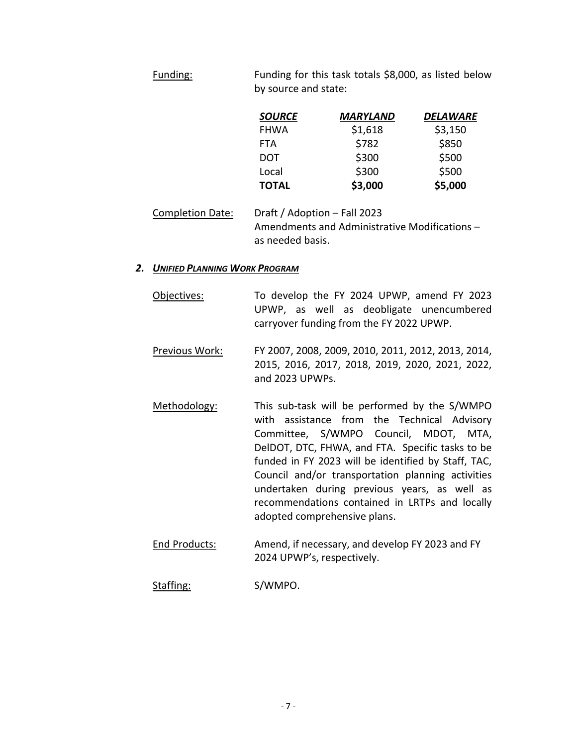Funding: Funding for this task totals $8,000, as listed below by source and state:

| ***SOURCE*** | ***MARYLAND*** | ***DELAWARE*** |
|---|---|---|
| FHWA | $1,618 | $3,150 |
| FTA | $782 | $850 |
| DOT | $300 | $500 |
| Local | $300 | $500 |
| **TOTAL** | **$3,000** | **$5,000** |

Completion Date: Draft / Adoption – Fall 2023
Amendments and Administrative Modifications – as needed basis.

### 2. ***UNIFIED PLANNING WORK PROGRAM***

Objectives: To develop the FY 2024 UPWP, amend FY 2023 UPWP, as well as deobligate unencumbered carryover funding from the FY 2022 UPWP.

Previous Work: FY 2007, 2008, 2009, 2010, 2011, 2012, 2013, 2014, 2015, 2016, 2017, 2018, 2019, 2020, 2021, 2022, and 2023 UPWPs.

Methodology: This sub-task will be performed by the S/WMPO with assistance from the Technical Advisory Committee, S/WMPO Council, MDOT, MTA, DelDOT, DTC, FHWA, and FTA. Specific tasks to be funded in FY 2023 will be identified by Staff, TAC, Council and/or transportation planning activities undertaken during previous years, as well as recommendations contained in LRTPs and locally adopted comprehensive plans.

End Products: Amend, if necessary, and develop FY 2023 and FY 2024 UPWP's, respectively.

Staffing: S/WMPO.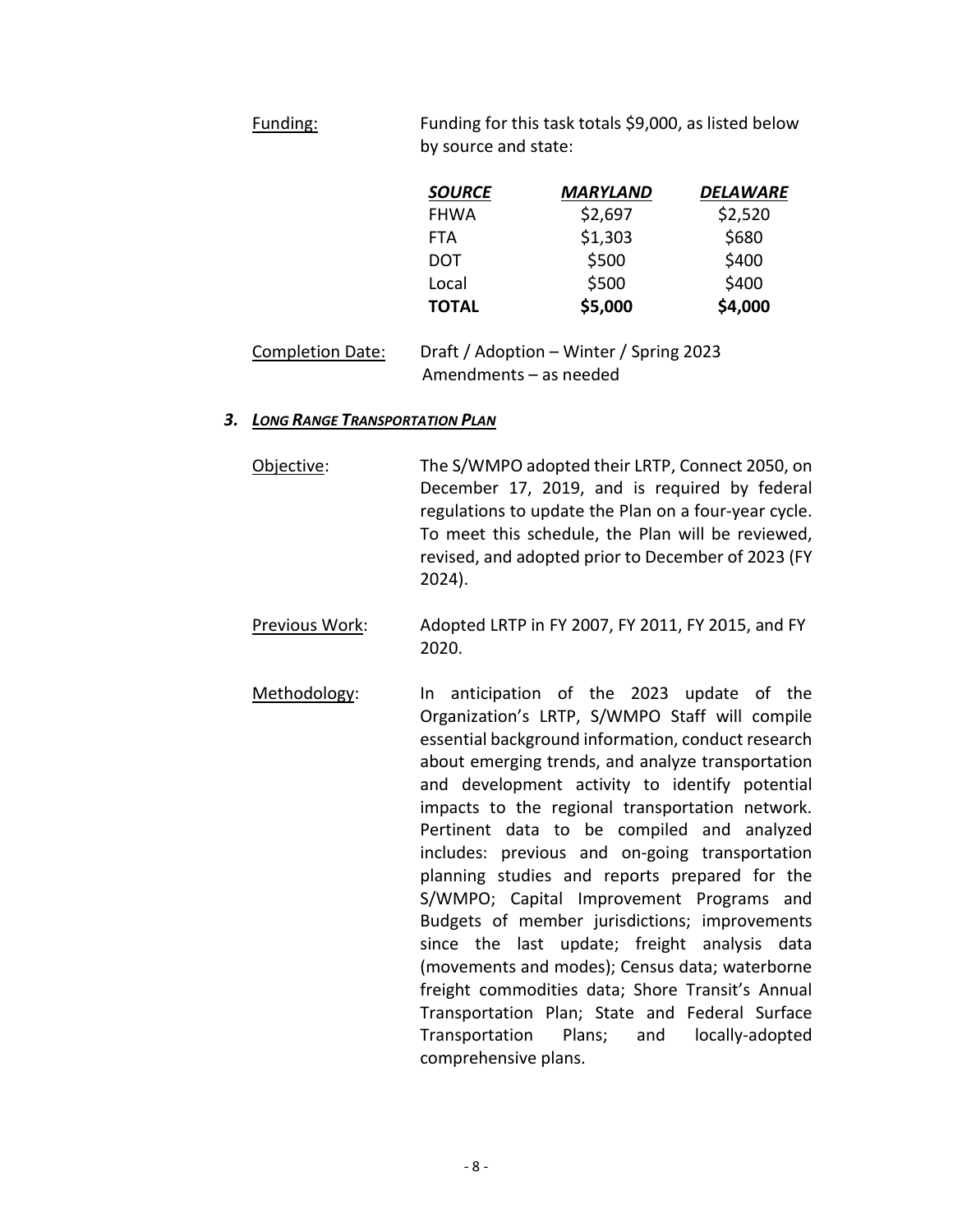Funding: Funding for this task totals $9,000, as listed below by source and state:

| ***SOURCE*** | ***MARYLAND*** | ***DELAWARE*** |
|---|---|---|
| FHWA | $2,697 | $2,520 |
| FTA | $1,303 | $680 |
| DOT | $500 | $400 |
| Local | $500 | $400 |
| **TOTAL** | **$5,000** | **$4,000** |

Completion Date: Draft / Adoption – Winter / Spring 2023
Amendments – as needed

### *3. LONG RANGE TRANSPORTATION PLAN*

Objective: The S/WMPO adopted their LRTP, Connect 2050, on December 17, 2019, and is required by federal regulations to update the Plan on a four-year cycle. To meet this schedule, the Plan will be reviewed, revised, and adopted prior to December of 2023 (FY 2024).

Previous Work: Adopted LRTP in FY 2007, FY 2011, FY 2015, and FY 2020.

Methodology: In anticipation of the 2023 update of the Organization's LRTP, S/WMPO Staff will compile essential background information, conduct research about emerging trends, and analyze transportation and development activity to identify potential impacts to the regional transportation network. Pertinent data to be compiled and analyzed includes: previous and on-going transportation planning studies and reports prepared for the S/WMPO; Capital Improvement Programs and Budgets of member jurisdictions; improvements since the last update; freight analysis data (movements and modes); Census data; waterborne freight commodities data; Shore Transit's Annual Transportation Plan; State and Federal Surface Transportation Plans; and locally-adopted comprehensive plans.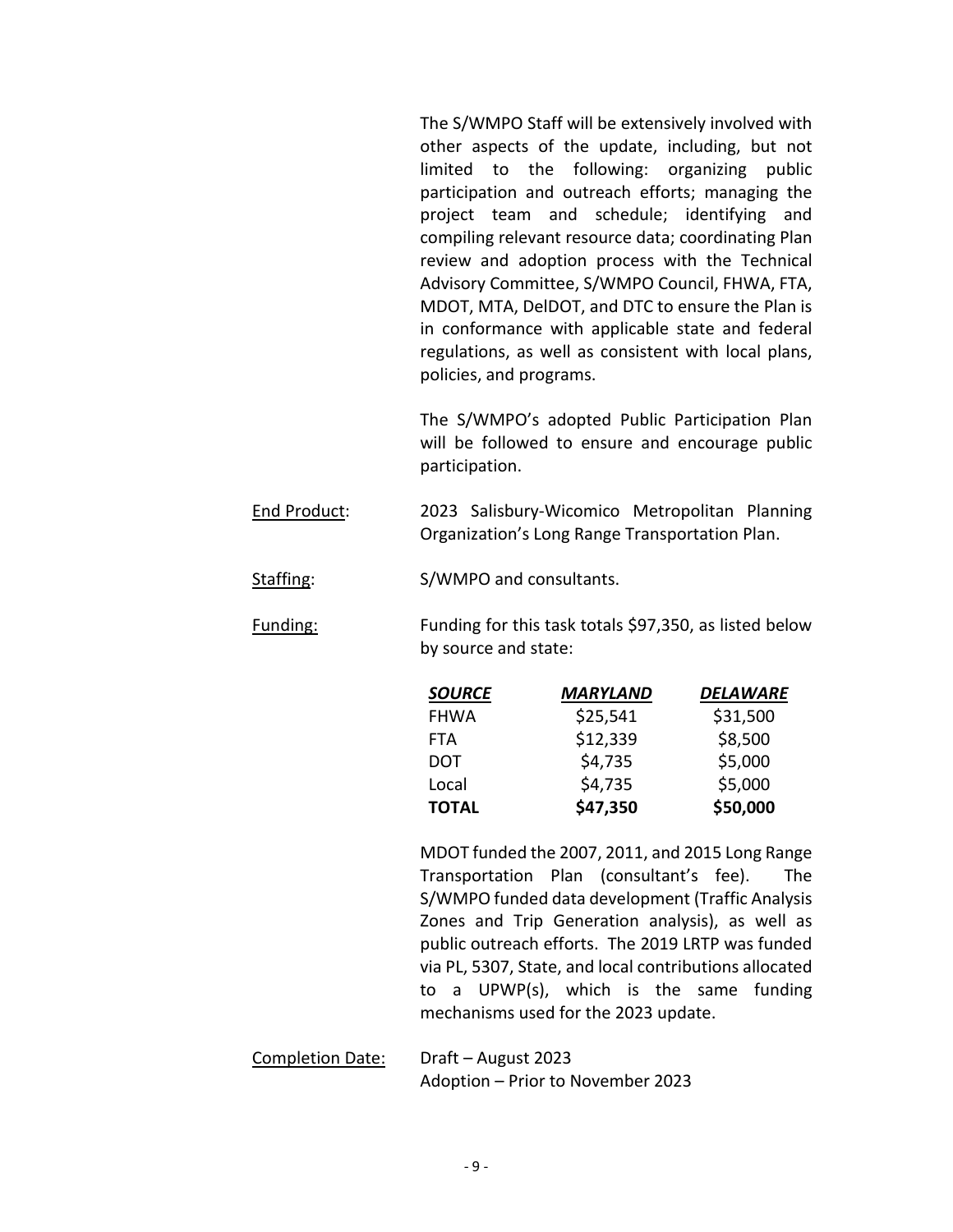The S/WMPO Staff will be extensively involved with other aspects of the update, including, but not limited to the following: organizing public participation and outreach efforts; managing the project team and schedule; identifying and compiling relevant resource data; coordinating Plan review and adoption process with the Technical Advisory Committee, S/WMPO Council, FHWA, FTA, MDOT, MTA, DelDOT, and DTC to ensure the Plan is in conformance with applicable state and federal regulations, as well as consistent with local plans, policies, and programs.

The S/WMPO's adopted Public Participation Plan will be followed to ensure and encourage public participation.

<u>End Product</u>: 2023 Salisbury-Wicomico Metropolitan Planning Organization's Long Range Transportation Plan.

<u>Staffing</u>: S/WMPO and consultants.

<u>Funding:</u> Funding for this task totals $97,350, as listed below by source and state:

| ***SOURCE*** | ***MARYLAND*** | ***DELAWARE*** |
|---|---|---|
| FHWA | $25,541 | $31,500 |
| FTA | $12,339 | $8,500 |
| DOT | $4,735 | $5,000 |
| Local | $4,735 | $5,000 |
| **TOTAL** | **$47,350** | **$50,000** |

MDOT funded the 2007, 2011, and 2015 Long Range Transportation Plan (consultant's fee). The S/WMPO funded data development (Traffic Analysis Zones and Trip Generation analysis), as well as public outreach efforts. The 2019 LRTP was funded via PL, 5307, State, and local contributions allocated to a UPWP(s), which is the same funding mechanisms used for the 2023 update.

<u>Completion Date:</u> Draft – August 2023
Adoption – Prior to November 2023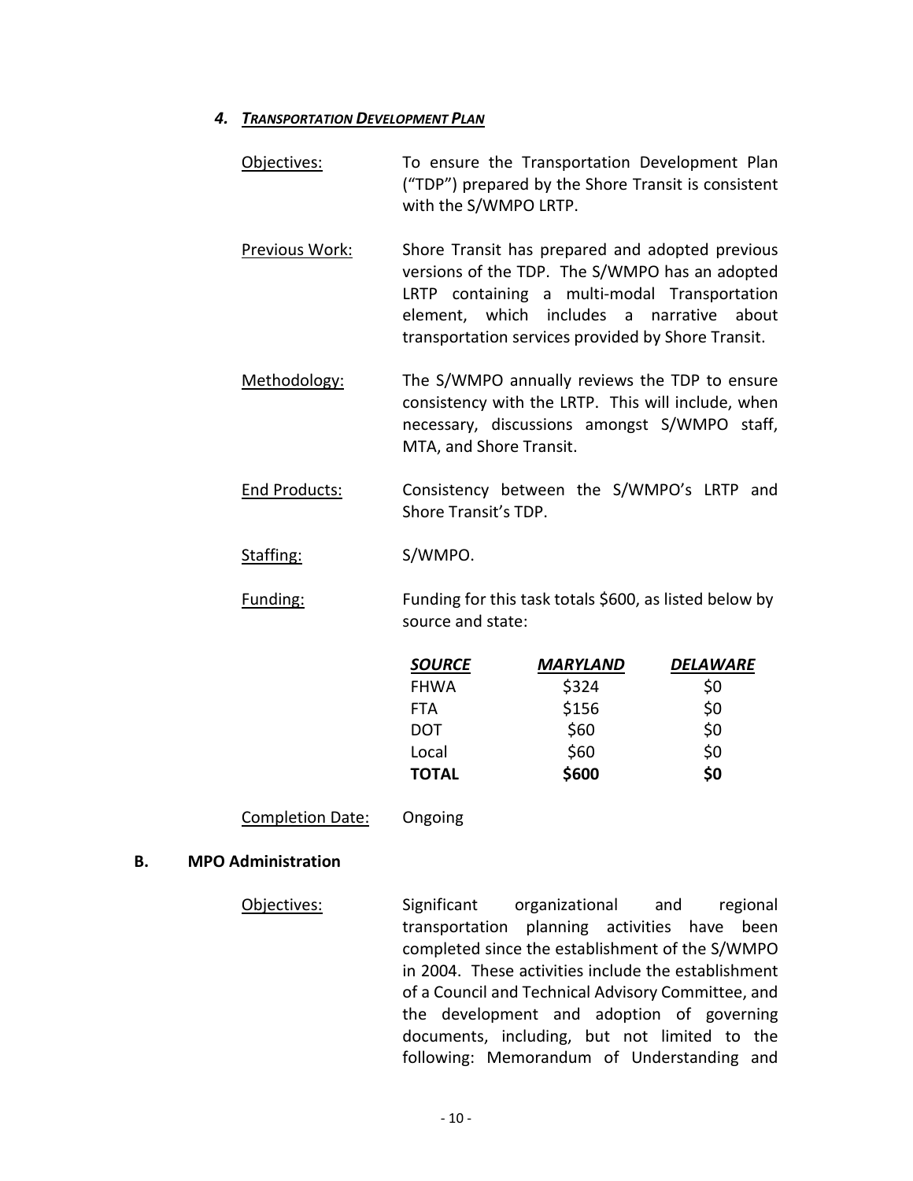#### 4. *TRANSPORTATION DEVELOPMENT PLAN*

Objectives: To ensure the Transportation Development Plan ("TDP") prepared by the Shore Transit is consistent with the S/WMPO LRTP.

Previous Work: Shore Transit has prepared and adopted previous versions of the TDP. The S/WMPO has an adopted LRTP containing a multi-modal Transportation element, which includes a narrative about transportation services provided by Shore Transit.

Methodology: The S/WMPO annually reviews the TDP to ensure consistency with the LRTP. This will include, when necessary, discussions amongst S/WMPO staff, MTA, and Shore Transit.

End Products: Consistency between the S/WMPO's LRTP and Shore Transit's TDP.

Staffing: S/WMPO.

Funding: Funding for this task totals $600, as listed below by source and state:

| *SOURCE* | *MARYLAND* | *DELAWARE* |
|---|---|---|
| FHWA | $324 | $0 |
| FTA | $156 | $0 |
| DOT | $60 | $0 |
| Local | $60 | $0 |
| **TOTAL** | **$600** | **$0** |

Completion Date: Ongoing

### B. MPO Administration

Objectives: Significant organizational and regional transportation planning activities have been completed since the establishment of the S/WMPO in 2004. These activities include the establishment of a Council and Technical Advisory Committee, and the development and adoption of governing documents, including, but not limited to the following: Memorandum of Understanding and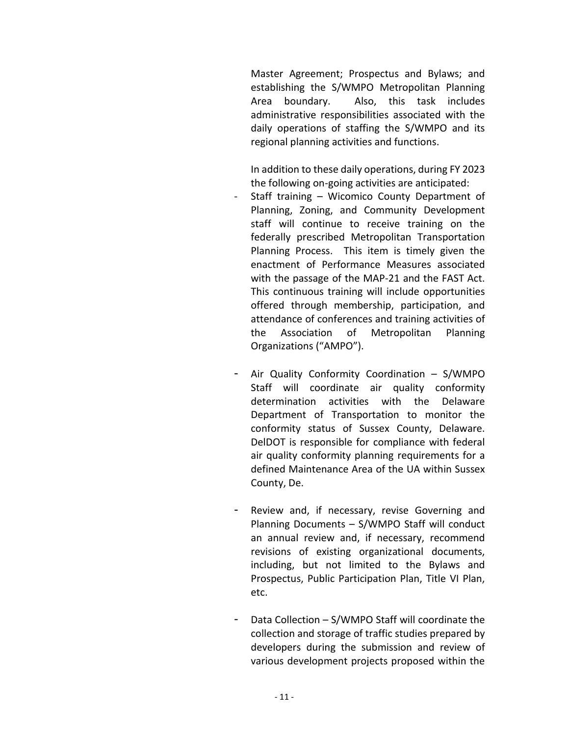Master Agreement; Prospectus and Bylaws; and establishing the S/WMPO Metropolitan Planning Area boundary. Also, this task includes administrative responsibilities associated with the daily operations of staffing the S/WMPO and its regional planning activities and functions.

In addition to these daily operations, during FY 2023 the following on-going activities are anticipated:

- Staff training – Wicomico County Department of Planning, Zoning, and Community Development staff will continue to receive training on the federally prescribed Metropolitan Transportation Planning Process. This item is timely given the enactment of Performance Measures associated with the passage of the MAP-21 and the FAST Act. This continuous training will include opportunities offered through membership, participation, and attendance of conferences and training activities of the Association of Metropolitan Planning Organizations ("AMPO").

- Air Quality Conformity Coordination – S/WMPO Staff will coordinate air quality conformity determination activities with the Delaware Department of Transportation to monitor the conformity status of Sussex County, Delaware. DelDOT is responsible for compliance with federal air quality conformity planning requirements for a defined Maintenance Area of the UA within Sussex County, De.

- Review and, if necessary, revise Governing and Planning Documents – S/WMPO Staff will conduct an annual review and, if necessary, recommend revisions of existing organizational documents, including, but not limited to the Bylaws and Prospectus, Public Participation Plan, Title VI Plan, etc.

- Data Collection – S/WMPO Staff will coordinate the collection and storage of traffic studies prepared by developers during the submission and review of various development projects proposed within the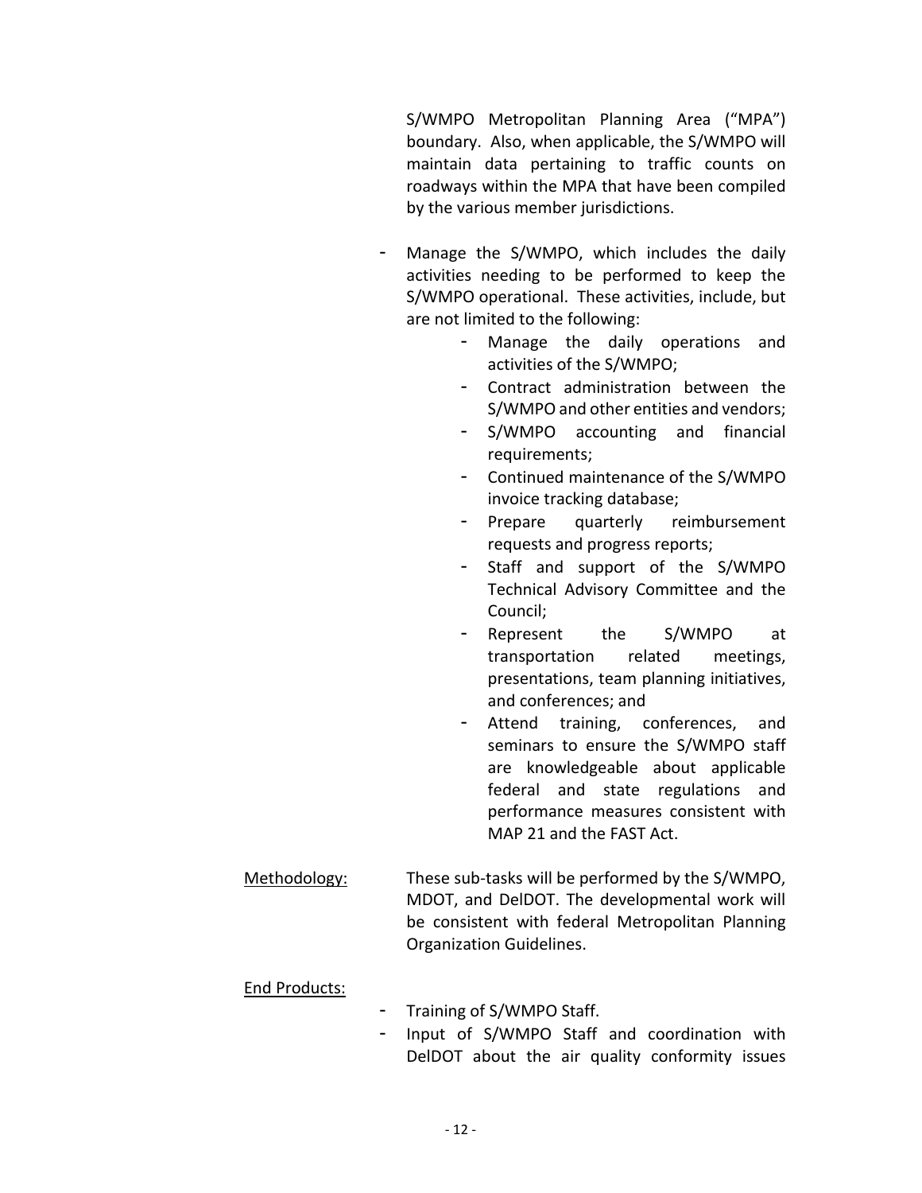S/WMPO Metropolitan Planning Area ("MPA") boundary. Also, when applicable, the S/WMPO will maintain data pertaining to traffic counts on roadways within the MPA that have been compiled by the various member jurisdictions.

- Manage the S/WMPO, which includes the daily activities needing to be performed to keep the S/WMPO operational. These activities, include, but are not limited to the following:
    - Manage the daily operations and activities of the S/WMPO;
    - Contract administration between the S/WMPO and other entities and vendors;
    - S/WMPO accounting and financial requirements;
    - Continued maintenance of the S/WMPO invoice tracking database;
    - Prepare quarterly reimbursement requests and progress reports;
    - Staff and support of the S/WMPO Technical Advisory Committee and the Council;
    - Represent the S/WMPO at transportation related meetings, presentations, team planning initiatives, and conferences; and
    - Attend training, conferences, and seminars to ensure the S/WMPO staff are knowledgeable about applicable federal and state regulations and performance measures consistent with MAP 21 and the FAST Act.

<u>Methodology:</u> These sub-tasks will be performed by the S/WMPO, MDOT, and DelDOT. The developmental work will be consistent with federal Metropolitan Planning Organization Guidelines.

<u>End Products:</u>

- Training of S/WMPO Staff.
- Input of S/WMPO Staff and coordination with DelDOT about the air quality conformity issues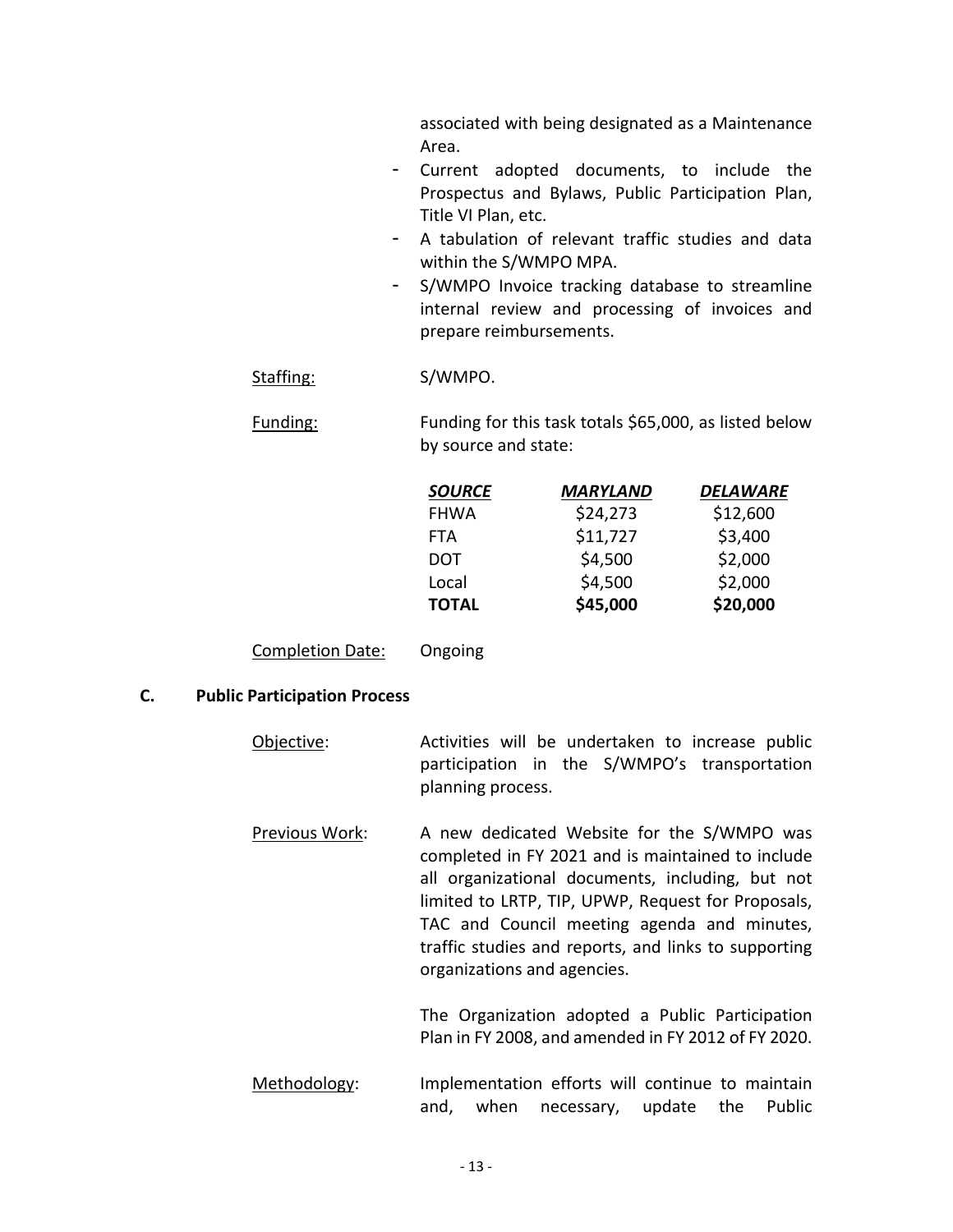associated with being designated as a Maintenance Area.

- Current adopted documents, to include the Prospectus and Bylaws, Public Participation Plan, Title VI Plan, etc.
- A tabulation of relevant traffic studies and data within the S/WMPO MPA.
- S/WMPO Invoice tracking database to streamline internal review and processing of invoices and prepare reimbursements.

Staffing: S/WMPO.

Funding: Funding for this task totals $65,000, as listed below by source and state:

| ***SOURCE*** | ***MARYLAND*** | ***DELAWARE*** |
|---|---|---|
| FHWA | $24,273 | $12,600 |
| FTA | $11,727 | $3,400 |
| DOT | $4,500 | $2,000 |
| Local | $4,500 | $2,000 |
| **TOTAL** | **$45,000** | **$20,000** |

Completion Date: Ongoing

## C. Public Participation Process

Objective: Activities will be undertaken to increase public participation in the S/WMPO's transportation planning process.

Previous Work: A new dedicated Website for the S/WMPO was completed in FY 2021 and is maintained to include all organizational documents, including, but not limited to LRTP, TIP, UPWP, Request for Proposals, TAC and Council meeting agenda and minutes, traffic studies and reports, and links to supporting organizations and agencies.

The Organization adopted a Public Participation Plan in FY 2008, and amended in FY 2012 of FY 2020.

Methodology: Implementation efforts will continue to maintain and, when necessary, update the Public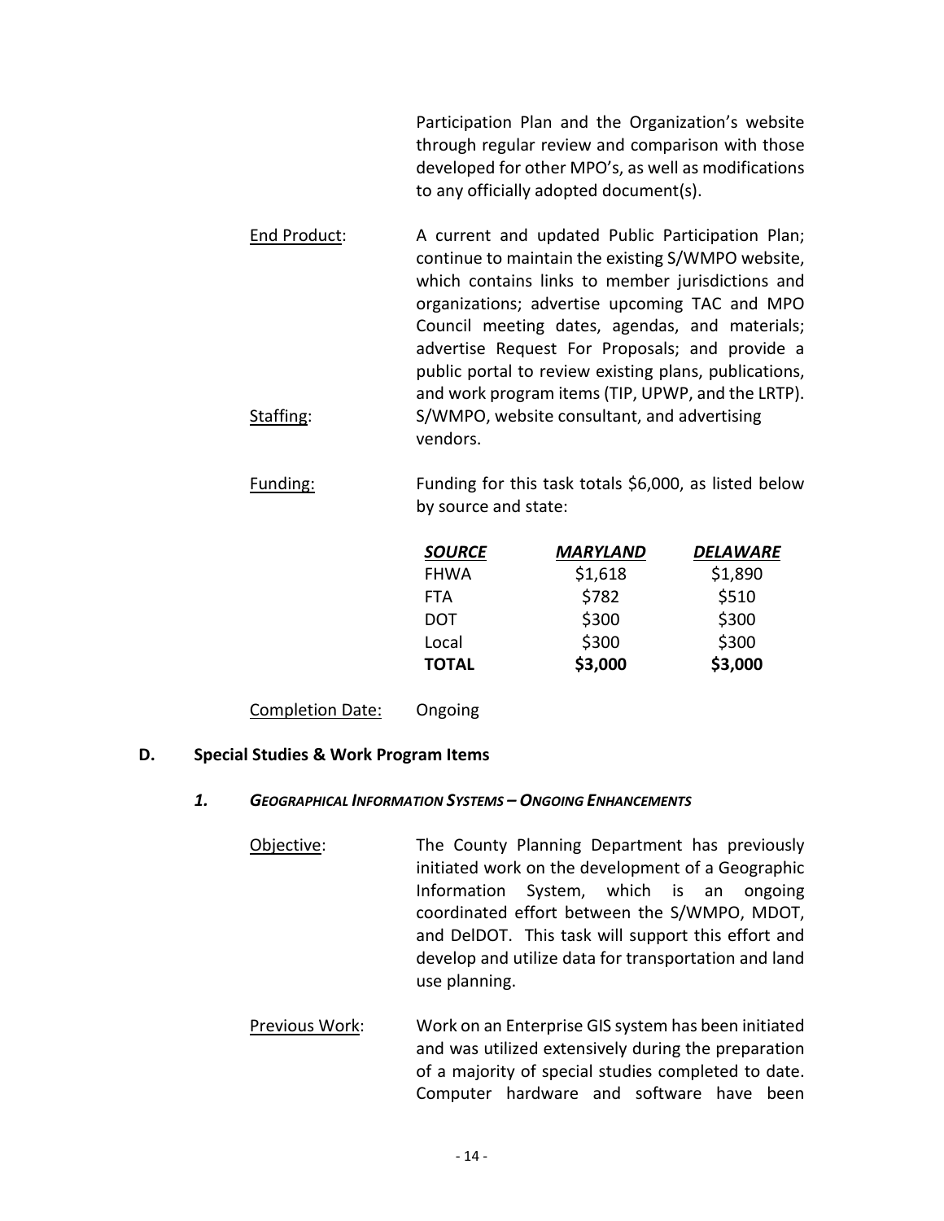Participation Plan and the Organization's website through regular review and comparison with those developed for other MPO's, as well as modifications to any officially adopted document(s).

End Product: A current and updated Public Participation Plan; continue to maintain the existing S/WMPO website, which contains links to member jurisdictions and organizations; advertise upcoming TAC and MPO Council meeting dates, agendas, and materials; advertise Request For Proposals; and provide a public portal to review existing plans, publications, and work program items (TIP, UPWP, and the LRTP).

Staffing: S/WMPO, website consultant, and advertising vendors.

Funding: Funding for this task totals $6,000, as listed below by source and state:

| ***SOURCE*** | ***MARYLAND*** | ***DELAWARE*** |
|---|---|---|
| FHWA | $1,618 | $1,890 |
| FTA | $782 | $510 |
| DOT | $300 | $300 |
| Local | $300 | $300 |
| **TOTAL** | **$3,000** | **$3,000** |

Completion Date: Ongoing

## D. Special Studies & Work Program Items

### *1. Geographical Information Systems – Ongoing Enhancements*

Objective: The County Planning Department has previously initiated work on the development of a Geographic Information System, which is an ongoing coordinated effort between the S/WMPO, MDOT, and DelDOT. This task will support this effort and develop and utilize data for transportation and land use planning.

Previous Work: Work on an Enterprise GIS system has been initiated and was utilized extensively during the preparation of a majority of special studies completed to date. Computer hardware and software have been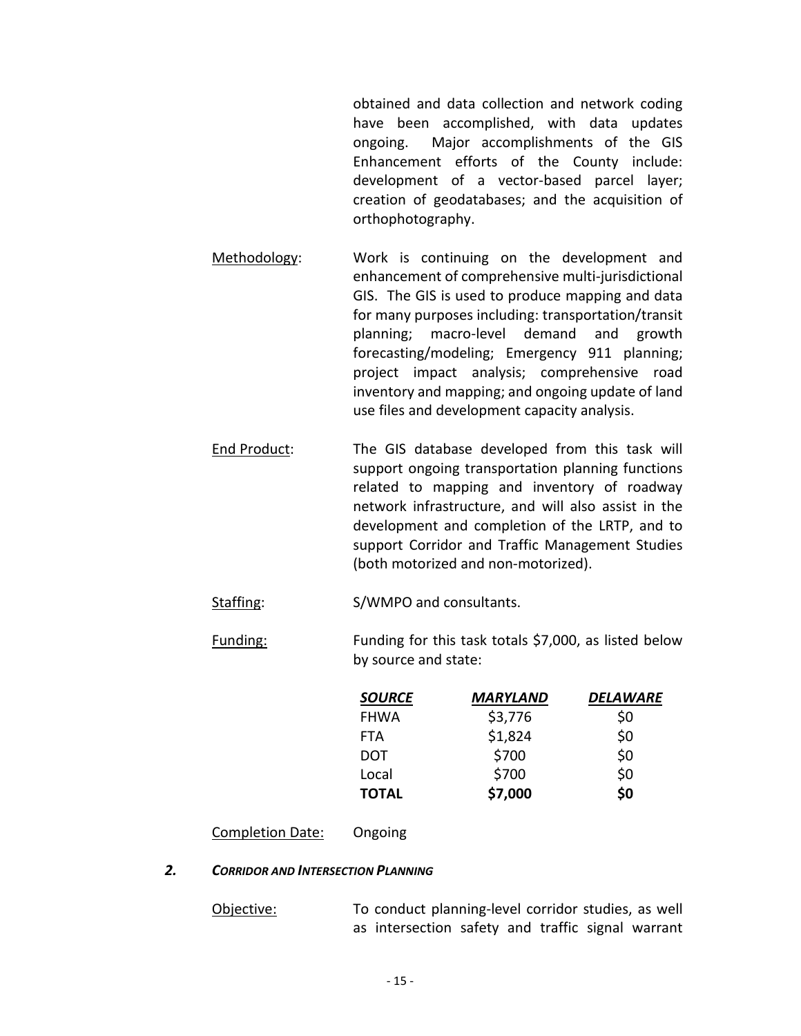obtained and data collection and network coding have been accomplished, with data updates ongoing. Major accomplishments of the GIS Enhancement efforts of the County include: development of a vector-based parcel layer; creation of geodatabases; and the acquisition of orthophotography.

Methodology: Work is continuing on the development and enhancement of comprehensive multi-jurisdictional GIS. The GIS is used to produce mapping and data for many purposes including: transportation/transit planning; macro-level demand and growth forecasting/modeling; Emergency 911 planning; project impact analysis; comprehensive road inventory and mapping; and ongoing update of land use files and development capacity analysis.

End Product: The GIS database developed from this task will support ongoing transportation planning functions related to mapping and inventory of roadway network infrastructure, and will also assist in the development and completion of the LRTP, and to support Corridor and Traffic Management Studies (both motorized and non-motorized).

Staffing: S/WMPO and consultants.

Funding: Funding for this task totals $7,000, as listed below by source and state:

| ***SOURCE*** | ***MARYLAND*** | ***DELAWARE*** |
|---|---|---|
| FHWA | $3,776 | $0 |
| FTA | $1,824 | $0 |
| DOT | $700 | $0 |
| Local | $700 | $0 |
| **TOTAL** | **$7,000** | **$0** |

Completion Date: Ongoing

### *2. CORRIDOR AND INTERSECTION PLANNING*

Objective: To conduct planning-level corridor studies, as well as intersection safety and traffic signal warrant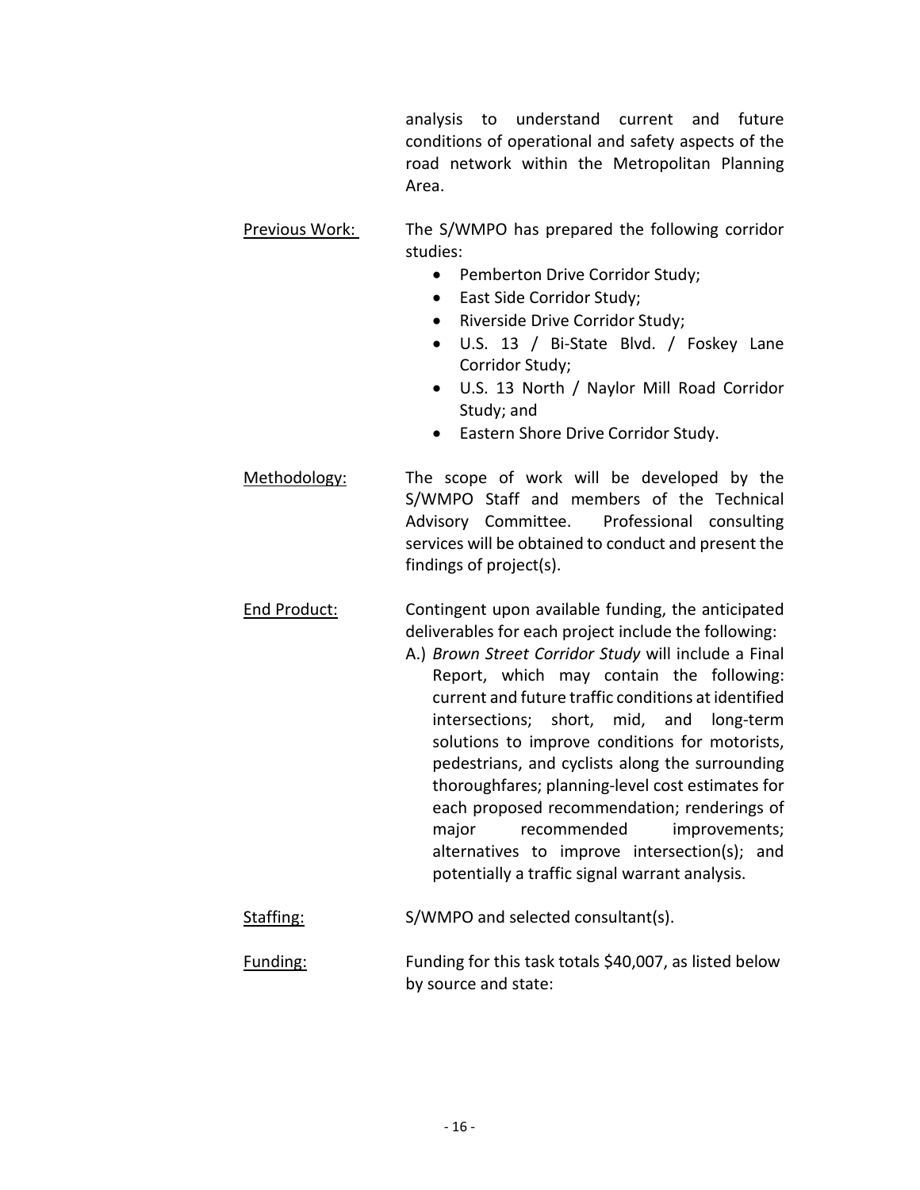analysis to understand current and future conditions of operational and safety aspects of the road network within the Metropolitan Planning Area.

Previous Work: The S/WMPO has prepared the following corridor studies:

- Pemberton Drive Corridor Study;
- East Side Corridor Study;
- Riverside Drive Corridor Study;
- U.S. 13 / Bi-State Blvd. / Foskey Lane Corridor Study;
- U.S. 13 North / Naylor Mill Road Corridor Study; and
- Eastern Shore Drive Corridor Study.

Methodology: The scope of work will be developed by the S/WMPO Staff and members of the Technical Advisory Committee. Professional consulting services will be obtained to conduct and present the findings of project(s).

End Product: Contingent upon available funding, the anticipated deliverables for each project include the following:

A.) *Brown Street Corridor Study* will include a Final Report, which may contain the following: current and future traffic conditions at identified intersections; short, mid, and long-term solutions to improve conditions for motorists, pedestrians, and cyclists along the surrounding thoroughfares; planning-level cost estimates for each proposed recommendation; renderings of major recommended improvements; alternatives to improve intersection(s); and potentially a traffic signal warrant analysis.

Staffing: S/WMPO and selected consultant(s).

Funding: Funding for this task totals $40,007, as listed below by source and state: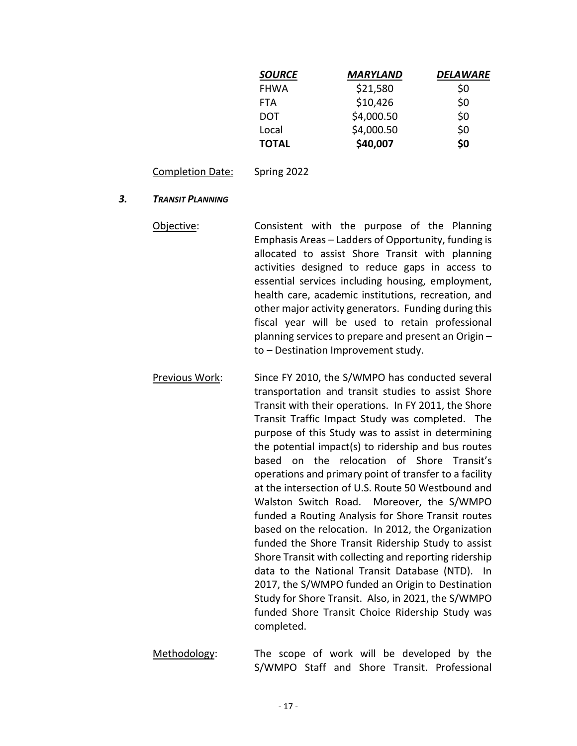| ***SOURCE*** | ***MARYLAND*** | ***DELAWARE*** |
|---|---|---|
| FHWA | \$21,580 | \$0 |
| FTA | \$10,426 | \$0 |
| DOT | \$4,000.50 | \$0 |
| Local | \$4,000.50 | \$0 |
| **TOTAL** | **\$40,007** | **\$0** |

Completion Date: Spring 2022

### *3. TRANSIT PLANNING*

Objective: Consistent with the purpose of the Planning Emphasis Areas – Ladders of Opportunity, funding is allocated to assist Shore Transit with planning activities designed to reduce gaps in access to essential services including housing, employment, health care, academic institutions, recreation, and other major activity generators. Funding during this fiscal year will be used to retain professional planning services to prepare and present an Origin – to – Destination Improvement study.

Previous Work: Since FY 2010, the S/WMPO has conducted several transportation and transit studies to assist Shore Transit with their operations. In FY 2011, the Shore Transit Traffic Impact Study was completed. The purpose of this Study was to assist in determining the potential impact(s) to ridership and bus routes based on the relocation of Shore Transit's operations and primary point of transfer to a facility at the intersection of U.S. Route 50 Westbound and Walston Switch Road. Moreover, the S/WMPO funded a Routing Analysis for Shore Transit routes based on the relocation. In 2012, the Organization funded the Shore Transit Ridership Study to assist Shore Transit with collecting and reporting ridership data to the National Transit Database (NTD). In 2017, the S/WMPO funded an Origin to Destination Study for Shore Transit. Also, in 2021, the S/WMPO funded Shore Transit Choice Ridership Study was completed.

Methodology: The scope of work will be developed by the S/WMPO Staff and Shore Transit. Professional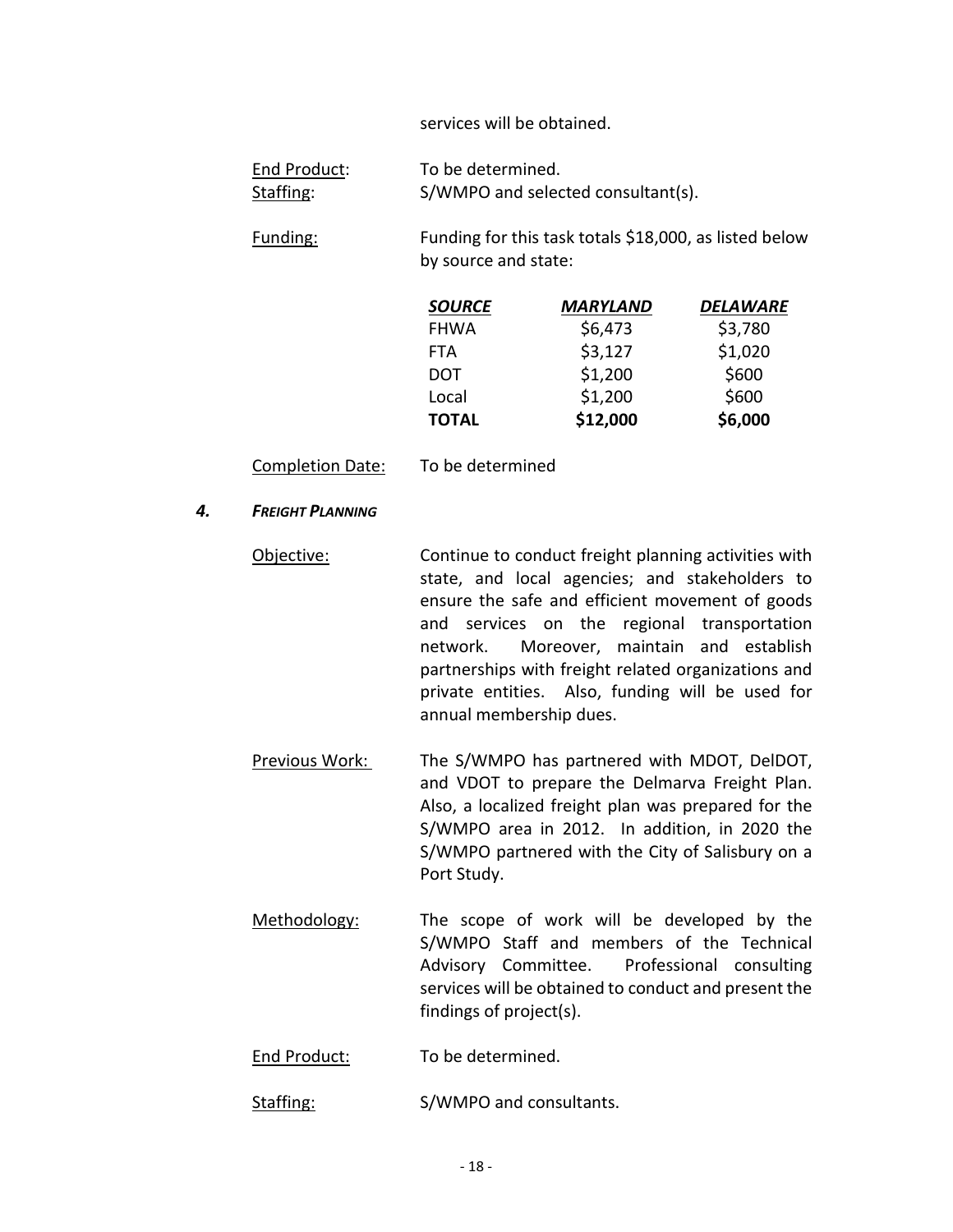services will be obtained.

End Product: To be determined.
Staffing: S/WMPO and selected consultant(s).

Funding: Funding for this task totals $18,000, as listed below by source and state:

| *SOURCE* | *MARYLAND* | *DELAWARE* |
|---|---|---|
| FHWA | $6,473 | $3,780 |
| FTA | $3,127 | $1,020 |
| DOT | $1,200 | $600 |
| Local | $1,200 | $600 |
| **TOTAL** | **$12,000** | **$6,000** |

Completion Date: To be determined

### 4. *FREIGHT PLANNING*

Objective: Continue to conduct freight planning activities with state, and local agencies; and stakeholders to ensure the safe and efficient movement of goods and services on the regional transportation network. Moreover, maintain and establish partnerships with freight related organizations and private entities. Also, funding will be used for annual membership dues.

Previous Work: The S/WMPO has partnered with MDOT, DelDOT, and VDOT to prepare the Delmarva Freight Plan. Also, a localized freight plan was prepared for the S/WMPO area in 2012. In addition, in 2020 the S/WMPO partnered with the City of Salisbury on a Port Study.

Methodology: The scope of work will be developed by the S/WMPO Staff and members of the Technical Advisory Committee. Professional consulting services will be obtained to conduct and present the findings of project(s).

End Product: To be determined.

Staffing: S/WMPO and consultants.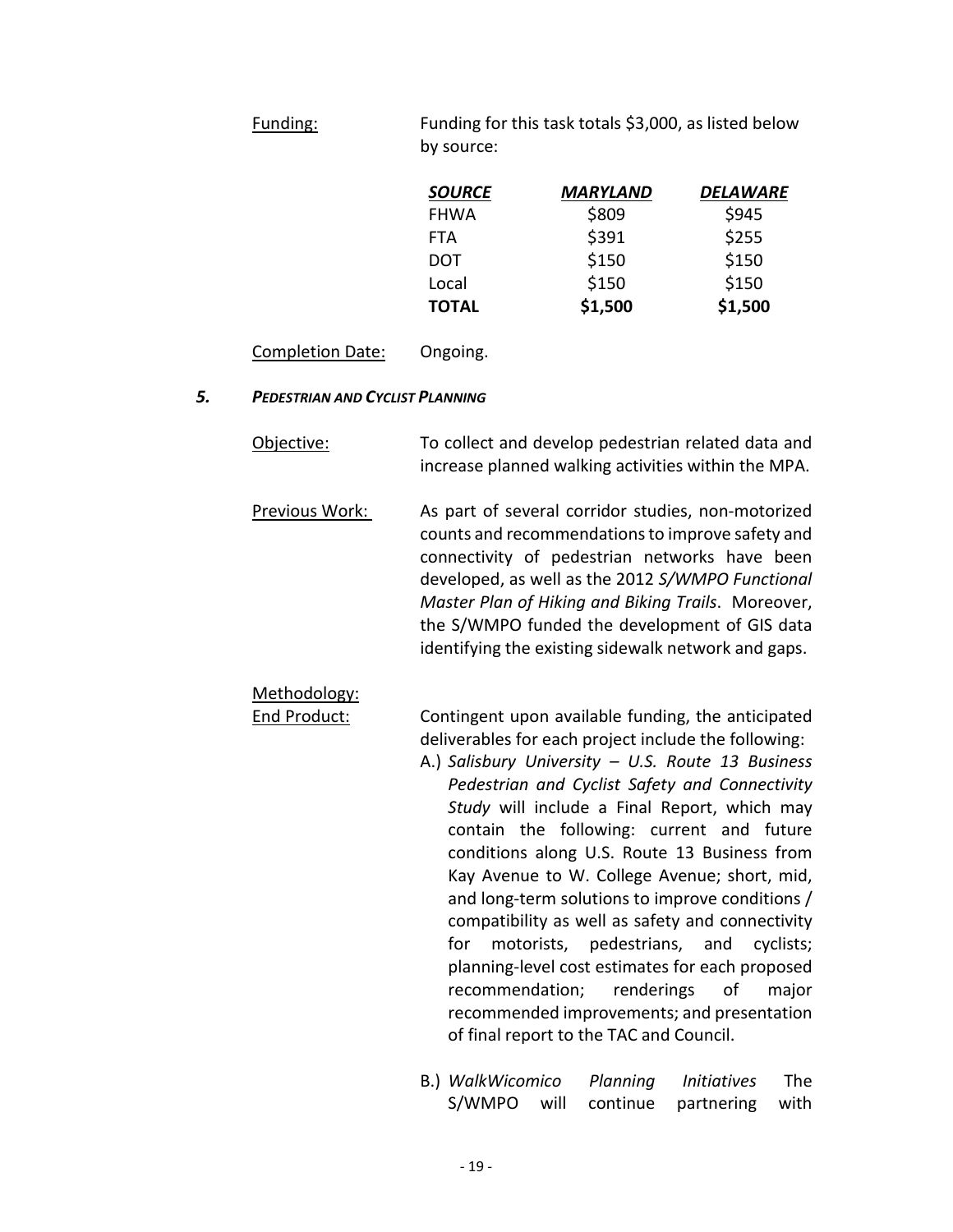Funding: Funding for this task totals $3,000, as listed below by source:

| ***SOURCE*** | ***MARYLAND*** | ***DELAWARE*** |
|---|---|---|
| FHWA | $809 | $945 |
| FTA | $391 | $255 |
| DOT | $150 | $150 |
| Local | $150 | $150 |
| **TOTAL** | **$1,500** | **$1,500** |

Completion Date: Ongoing.

### *5. PEDESTRIAN AND CYCLIST PLANNING*

Objective: To collect and develop pedestrian related data and increase planned walking activities within the MPA.

Previous Work: As part of several corridor studies, non-motorized counts and recommendations to improve safety and connectivity of pedestrian networks have been developed, as well as the 2012 *S/WMPO Functional Master Plan of Hiking and Biking Trails*. Moreover, the S/WMPO funded the development of GIS data identifying the existing sidewalk network and gaps.

Methodology:

End Product: Contingent upon available funding, the anticipated deliverables for each project include the following:

A.) *Salisbury University – U.S. Route 13 Business Pedestrian and Cyclist Safety and Connectivity Study* will include a Final Report, which may contain the following: current and future conditions along U.S. Route 13 Business from Kay Avenue to W. College Avenue; short, mid, and long-term solutions to improve conditions / compatibility as well as safety and connectivity for motorists, pedestrians, and cyclists; planning-level cost estimates for each proposed recommendation; renderings of major recommended improvements; and presentation of final report to the TAC and Council.

B.) *WalkWicomico Planning Initiatives* The S/WMPO will continue partnering with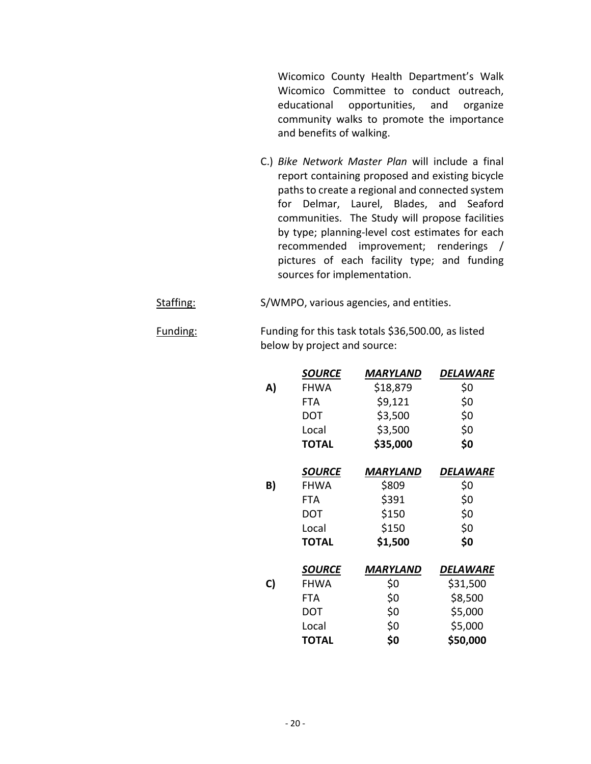Wicomico County Health Department's Walk Wicomico Committee to conduct outreach, educational opportunities, and organize community walks to promote the importance and benefits of walking.

C.) *Bike Network Master Plan* will include a final report containing proposed and existing bicycle paths to create a regional and connected system for Delmar, Laurel, Blades, and Seaford communities. The Study will propose facilities by type; planning-level cost estimates for each recommended improvement; renderings / pictures of each facility type; and funding sources for implementation.

Staffing: S/WMPO, various agencies, and entities.

Funding: Funding for this task totals $36,500.00, as listed below by project and source:

| | ***SOURCE*** | ***MARYLAND*** | ***DELAWARE*** |
|---|---|---|---|
| **A)** | FHWA | $18,879 | $0 |
| | FTA | $9,121 | $0 |
| | DOT | $3,500 | $0 |
| | Local | $3,500 | $0 |
| | **TOTAL** | **$35,000** | **$0** |

| | ***SOURCE*** | ***MARYLAND*** | ***DELAWARE*** |
|---|---|---|---|
| **B)** | FHWA | $809 | $0 |
| | FTA | $391 | $0 |
| | DOT | $150 | $0 |
| | Local | $150 | $0 |
| | **TOTAL** | **$1,500** | **$0** |

| | ***SOURCE*** | ***MARYLAND*** | ***DELAWARE*** |
|---|---|---|---|
| **C)** | FHWA | $0 | $31,500 |
| | FTA | $0 | $8,500 |
| | DOT | $0 | $5,000 |
| | Local | $0 | $5,000 |
| | **TOTAL** | **$0** | **$50,000** |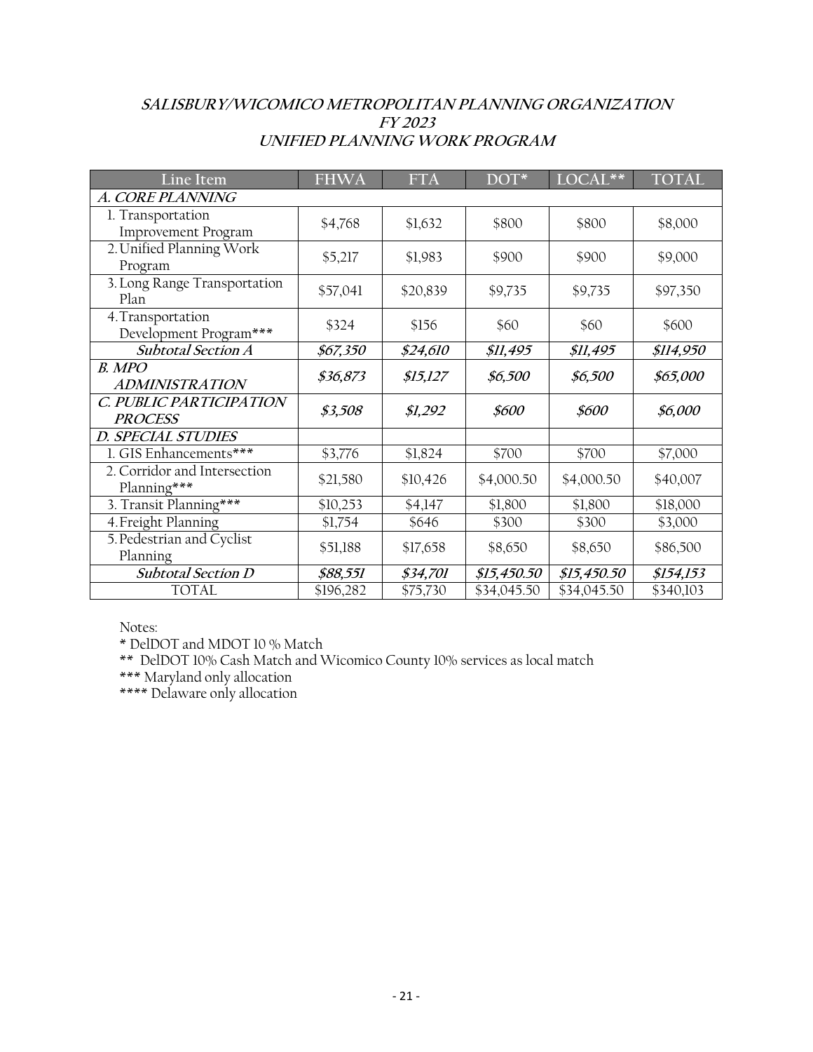**SALISBURY/WICOMICO METROPOLITAN PLANNING ORGANIZATION**
**FY 2023**
**UNIFIED PLANNING WORK PROGRAM**

| Line Item | FHWA | FTA | DOT* | LOCAL** | TOTAL |
|---|---|---|---|---|---|
| ***A. CORE PLANNING*** | | | | | |
| 1. Transportation Improvement Program | $4,768 | $1,632 | $800 | $800 | $8,000 |
| 2. Unified Planning Work Program | $5,217 | $1,983 | $900 | $900 | $9,000 |
| 3. Long Range Transportation Plan | $57,041 | $20,839 | $9,735 | $9,735 | $97,350 |
| 4. Transportation Development Program*** | $324 | $156 | $60 | $60 | $600 |
| ***Subtotal Section A*** | ***$67,350*** | ***$24,610*** | ***$11,495*** | ***$11,495*** | ***$114,950*** |
| ***B. MPO ADMINISTRATION*** | ***$36,873*** | ***$15,127*** | ***$6,500*** | ***$6,500*** | ***$65,000*** |
| ***C. PUBLIC PARTICIPATION PROCESS*** | ***$3,508*** | ***$1,292*** | ***$600*** | ***$600*** | ***$6,000*** |
| ***D. SPECIAL STUDIES*** | | | | | |
| 1. GIS Enhancements*** | $3,776 | $1,824 | $700 | $700 | $7,000 |
| 2. Corridor and Intersection Planning*** | $21,580 | $10,426 | $4,000.50 | $4,000.50 | $40,007 |
| 3. Transit Planning*** | $10,253 | $4,147 | $1,800 | $1,800 | $18,000 |
| 4. Freight Planning | $1,754 | $646 | $300 | $300 | $3,000 |
| 5. Pedestrian and Cyclist Planning | $51,188 | $17,658 | $8,650 | $8,650 | $86,500 |
| ***Subtotal Section D*** | ***$88,551*** | ***$34,701*** | ***$15,450.50*** | ***$15,450.50*** | ***$154,153*** |
| TOTAL | $196,282 | $75,730 | $34,045.50 | $34,045.50 | $340,103 |

Notes:

* DelDOT and MDOT 10 % Match

** DelDOT 10% Cash Match and Wicomico County 10% services as local match

*** Maryland only allocation

**** Delaware only allocation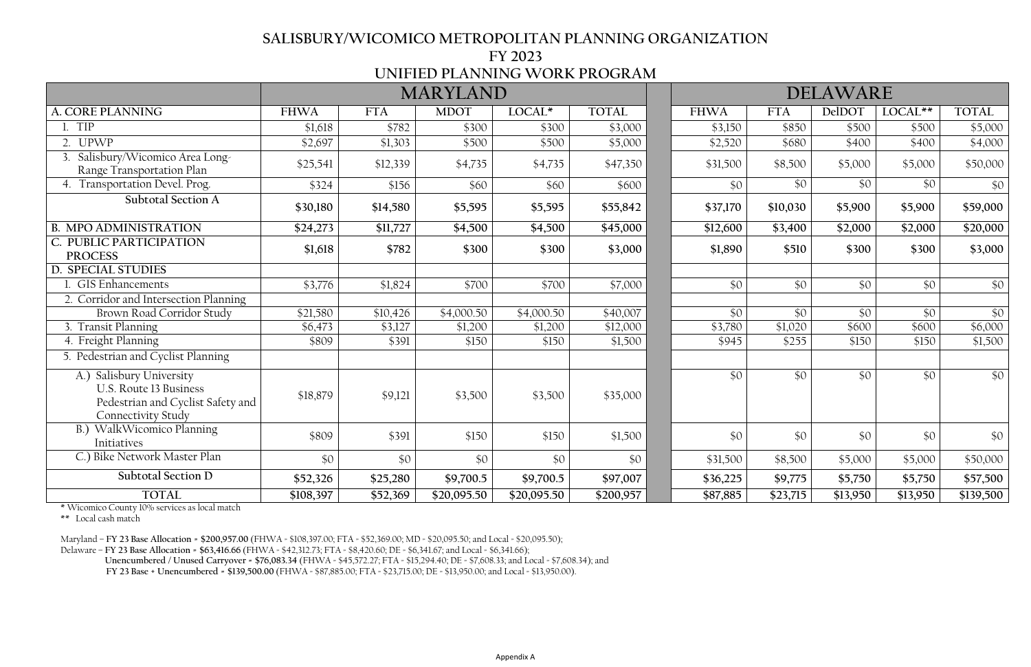# SALISBURY/WICOMICO METROPOLITAN PLANNING ORGANIZATION
## FY 2023
## UNIFIED PLANNING WORK PROGRAM

| | MARYLAND | | | | | | DELAWARE | | | | |
|---|---|---|---|---|---|---|---|---|---|---|---|
| **A. CORE PLANNING** | FHWA | FTA | MDOT | LOCAL* | TOTAL | | FHWA | FTA | DelDOT | LOCAL** | TOTAL |
| 1. TIP | $1,618 | $782 | $300 | $300 | $3,000 | | $3,150 | $850 | $500 | $500 | $5,000 |
| 2. UPWP | $2,697 | $1,303 | $500 | $500 | $5,000 | | $2,520 | $680 | $400 | $400 | $4,000 |
| 3. Salisbury/Wicomico Area Long-Range Transportation Plan | $25,541 | $12,339 | $4,735 | $4,735 | $47,350 | | $31,500 | $8,500 | $5,000 | $5,000 | $50,000 |
| 4. Transportation Devel. Prog. | $324 | $156 | $60 | $60 | $600 | | $0 | $0 | $0 | $0 | $0 |
| **Subtotal Section A** | **$30,180** | **$14,580** | **$5,595** | **$5,595** | **$55,842** | | **$37,170** | **$10,030** | **$5,900** | **$5,900** | **$59,000** |
| **B. MPO ADMINISTRATION** | **$24,273** | **$11,727** | **$4,500** | **$4,500** | **$45,000** | | **$12,600** | **$3,400** | **$2,000** | **$2,000** | **$20,000** |
| **C. PUBLIC PARTICIPATION PROCESS** | **$1,618** | **$782** | **$300** | **$300** | **$3,000** | | **$1,890** | **$510** | **$300** | **$300** | **$3,000** |
| **D. SPECIAL STUDIES** | | | | | | | | | | | |
| 1. GIS Enhancements | $3,776 | $1,824 | $700 | $700 | $7,000 | | $0 | $0 | $0 | $0 | $0 |
| 2. Corridor and Intersection Planning | | | | | | | | | | | |
| Brown Road Corridor Study | $21,580 | $10,426 | $4,000.50 | $4,000.50 | $40,007 | | $0 | $0 | $0 | $0 | $0 |
| 3. Transit Planning | $6,473 | $3,127 | $1,200 | $1,200 | $12,000 | | $3,780 | $1,020 | $600 | $600 | $6,000 |
| 4. Freight Planning | $809 | $391 | $150 | $150 | $1,500 | | $945 | $255 | $150 | $150 | $1,500 |
| 5. Pedestrian and Cyclist Planning | | | | | | | | | | | |
| A.) Salisbury University U.S. Route 13 Business Pedestrian and Cyclist Safety and Connectivity Study | $18,879 | $9,121 | $3,500 | $3,500 | $35,000 | | $0 | $0 | $0 | $0 | $0 |
| B.) WalkWicomico Planning Initiatives | $809 | $391 | $150 | $150 | $1,500 | | $0 | $0 | $0 | $0 | $0 |
| C.) Bike Network Master Plan | $0 | $0 | $0 | $0 | $0 | | $31,500 | $8,500 | $5,000 | $5,000 | $50,000 |
| **Subtotal Section D** | **$52,326** | **$25,280** | **$9,700.5** | **$9,700.5** | **$97,007** | | **$36,225** | **$9,775** | **$5,750** | **$5,750** | **$57,500** |
| **TOTAL** | **$108,397** | **$52,369** | **$20,095.50** | **$20,095.50** | **$200,957** | | **$87,885** | **$23,715** | **$13,950** | **$13,950** | **$139,500** |

\* Wicomico County 10% services as local match

** Local cash match

Maryland – **FY 23 Base Allocation = $200,957.00** (FHWA - $108,397.00; FTA - $52,369.00; MD - $20,095.50; and Local - $20,095.50);

Delaware – **FY 23 Base Allocation = $63,416.66** (FHWA - $42,312.73; FTA - $8,420.60; DE - $6,341.67; and Local - $6,341.66);

**Unencumbered / Unused Carryover = $76,083.34** (FHWA - $45,572.27; FTA - $15,294.40; DE - $7,608.33; and Local - $7,608.34); and

**FY 23 Base + Unencumbered = $139,500.00** (FHWA - $87,885.00; FTA - $23,715.00; DE - $13,950.00; and Local - $13,950.00).

Appendix A